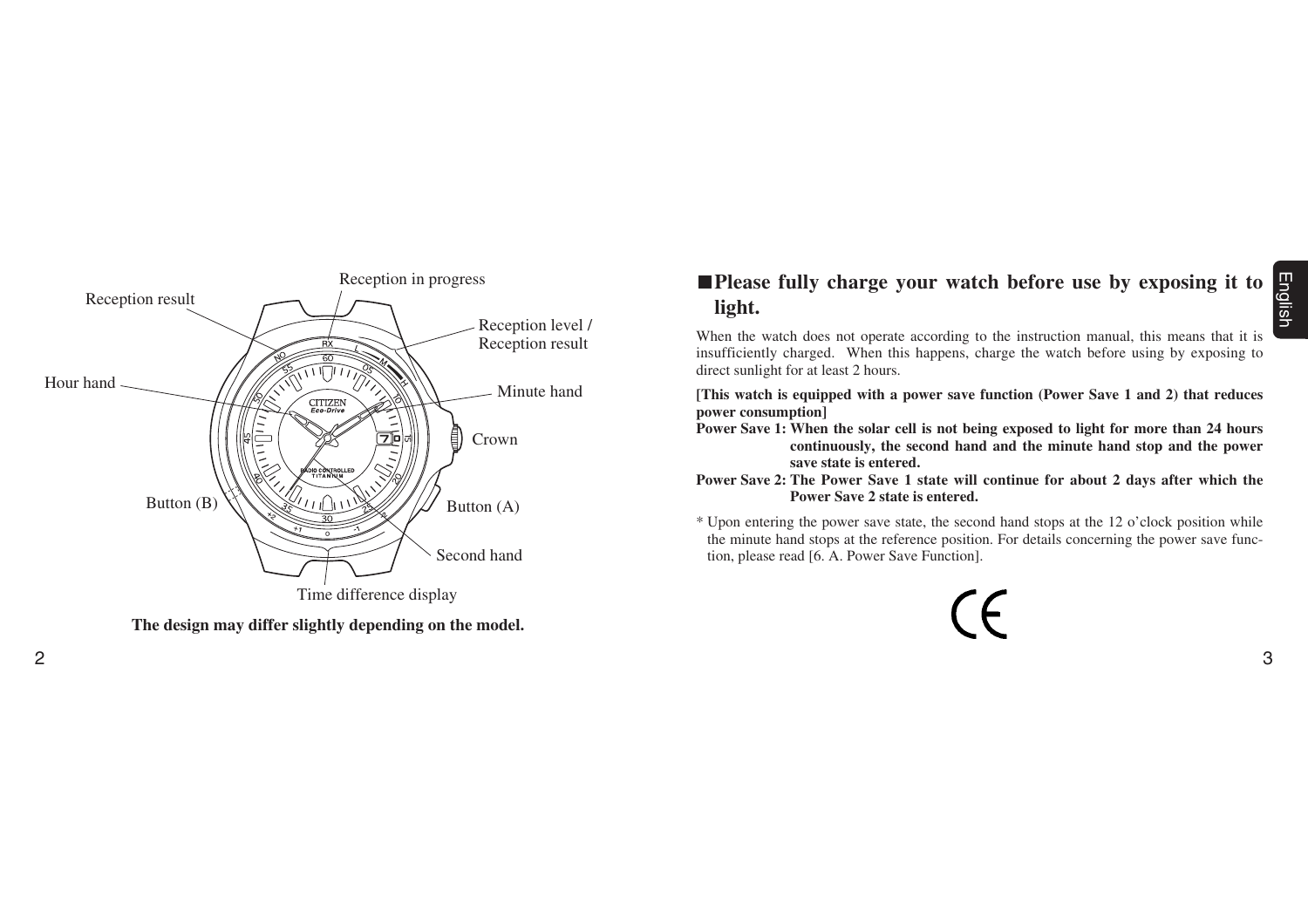Reception in progress

Reception result

Reception level / Reception result

Hour hand

Minute hand

Crown

Button (B)

Button (A)

Second hand

Time difference display

**The design may differ slightly depending on the model.**

## ■Please fully charge your watch before use by exposing it to light.

When the watch does not operate according to the instruction manual, this means that it is insufficiently charged. When this happens, charge the watch before using by exposing to direct sunlight for at least 2 hours.

**[This watch is equipped with a power save function (Power Save 1 and 2) that reduces power consumption]**

**Power Save 1: When the solar cell is not being exposed to light for more than 24 hours continuously, the second hand and the minute hand stop and the power save state is entered.**

**Power Save 2: The Power Save 1 state will continue for about 2 days after which the Power Save 2 state is entered.**

* Upon entering the power save state, the second hand stops at the 12 o'clock position while the minute hand stops at the reference position. For details concerning the power save function, please read [6. A. Power Save Function].

CE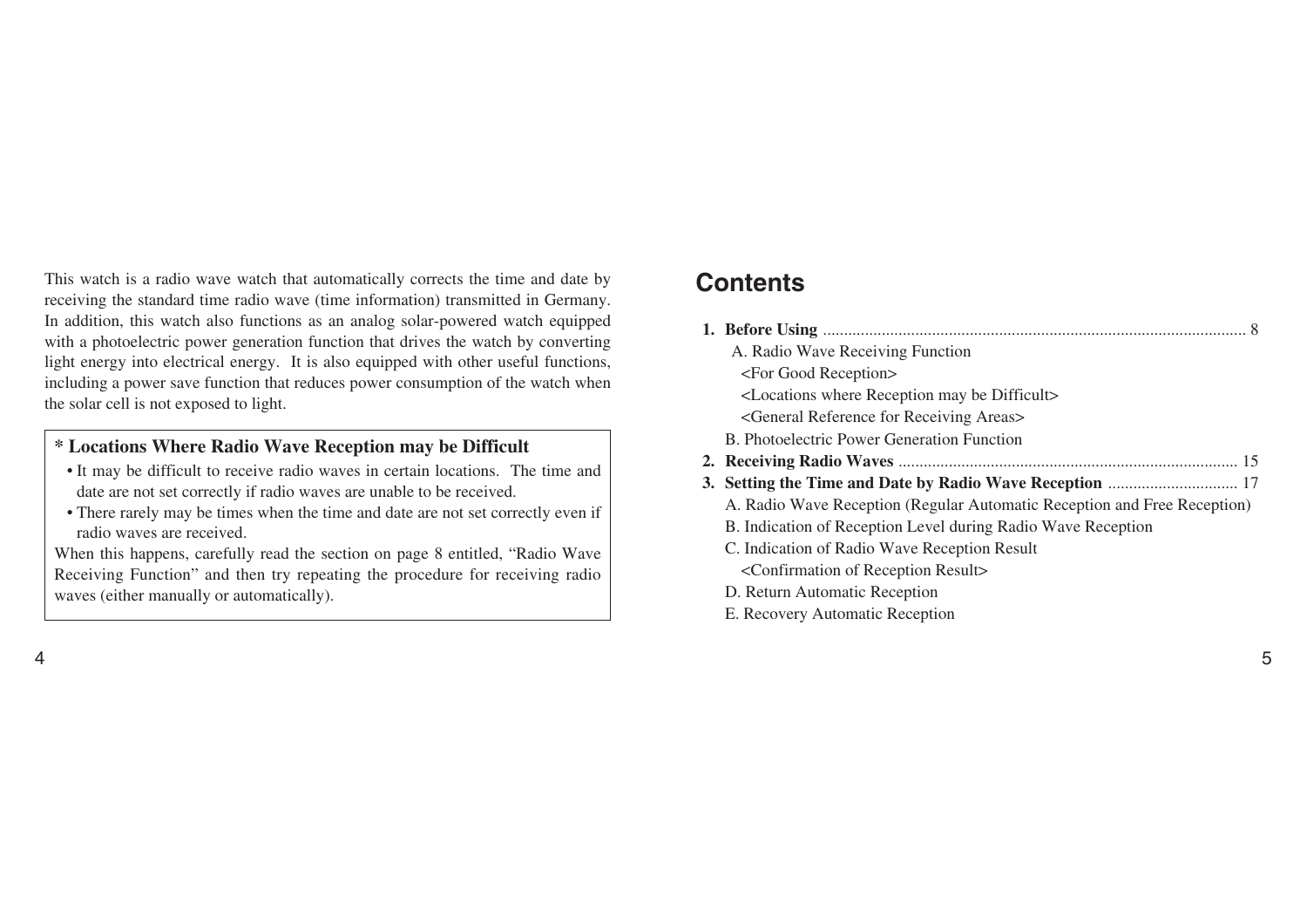This watch is a radio wave watch that automatically corrects the time and date by receiving the standard time radio wave (time information) transmitted in Germany. In addition, this watch also functions as an analog solar-powered watch equipped with a photoelectric power generation function that drives the watch by converting light energy into electrical energy. It is also equipped with other useful functions, including a power save function that reduces power consumption of the watch when the solar cell is not exposed to light.

**\* Locations Where Radio Wave Reception may be Difficult**

- It may be difficult to receive radio waves in certain locations. The time and date are not set correctly if radio waves are unable to be received.
- There rarely may be times when the time and date are not set correctly even if radio waves are received.

When this happens, carefully read the section on page 8 entitled, "Radio Wave Receiving Function" and then try repeating the procedure for receiving radio waves (either manually or automatically).

# Contents

**1. Before Using** .......... 8
- A. Radio Wave Receiving Function
  - <For Good Reception>
  - <Locations where Reception may be Difficult>
  - <General Reference for Receiving Areas>
- B. Photoelectric Power Generation Function

**2. Receiving Radio Waves** .......... 15

**3. Setting the Time and Date by Radio Wave Reception** .......... 17
- A. Radio Wave Reception (Regular Automatic Reception and Free Reception)
- B. Indication of Reception Level during Radio Wave Reception
- C. Indication of Radio Wave Reception Result
  - <Confirmation of Reception Result>
- D. Return Automatic Reception
- E. Recovery Automatic Reception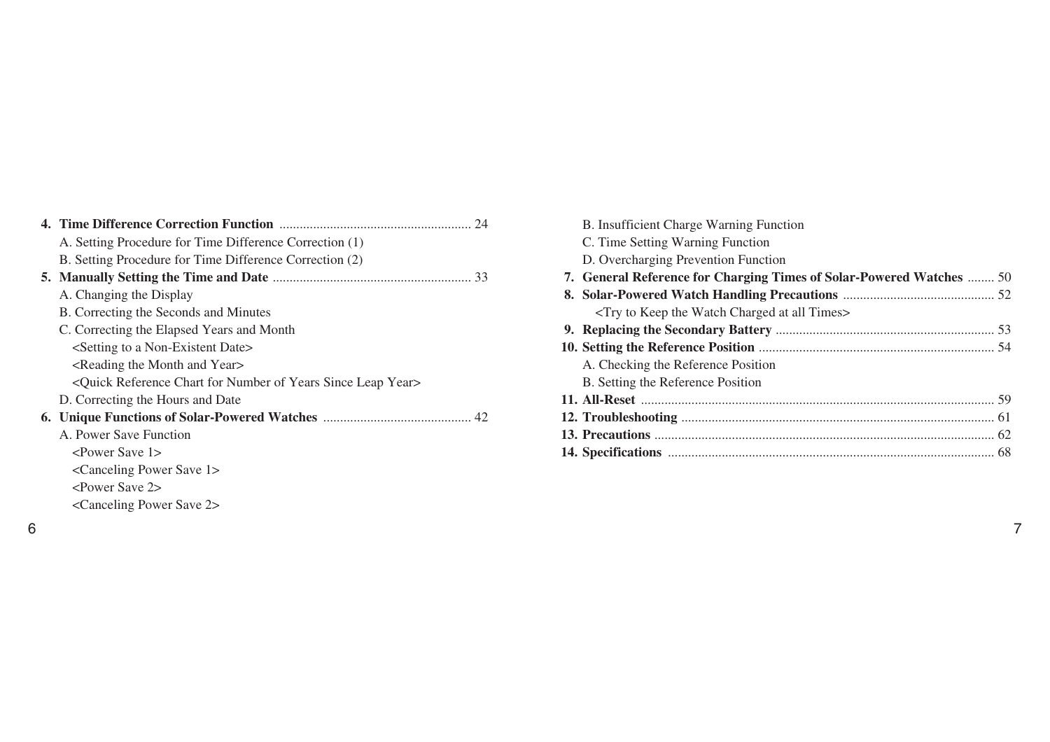**4. Time Difference Correction Function** ........................................................ 24

A. Setting Procedure for Time Difference Correction (1)

B. Setting Procedure for Time Difference Correction (2)

**5. Manually Setting the Time and Date** .......................................................... 33

A. Changing the Display

B. Correcting the Seconds and Minutes

C. Correcting the Elapsed Years and Month

<Setting to a Non-Existent Date>

<Reading the Month and Year>

<Quick Reference Chart for Number of Years Since Leap Year>

D. Correcting the Hours and Date

**6. Unique Functions of Solar-Powered Watches** ........................................... 42

A. Power Save Function

<Power Save 1>

<Canceling Power Save 1>

<Power Save 2>

<Canceling Power Save 2>

B. Insufficient Charge Warning Function

C. Time Setting Warning Function

D. Overcharging Prevention Function

**7. General Reference for Charging Times of Solar-Powered Watches** ........ 50

**8. Solar-Powered Watch Handling Precautions** ............................................ 52

<Try to Keep the Watch Charged at all Times>

**9. Replacing the Secondary Battery** ................................................................ 53

**10. Setting the Reference Position** ..................................................................... 54

A. Checking the Reference Position

B. Setting the Reference Position

**11. All-Reset** ........................................................................................................ 59

**12. Troubleshooting** ............................................................................................ 61

**13. Precautions** .................................................................................................... 62

**14. Specifications** ................................................................................................ 68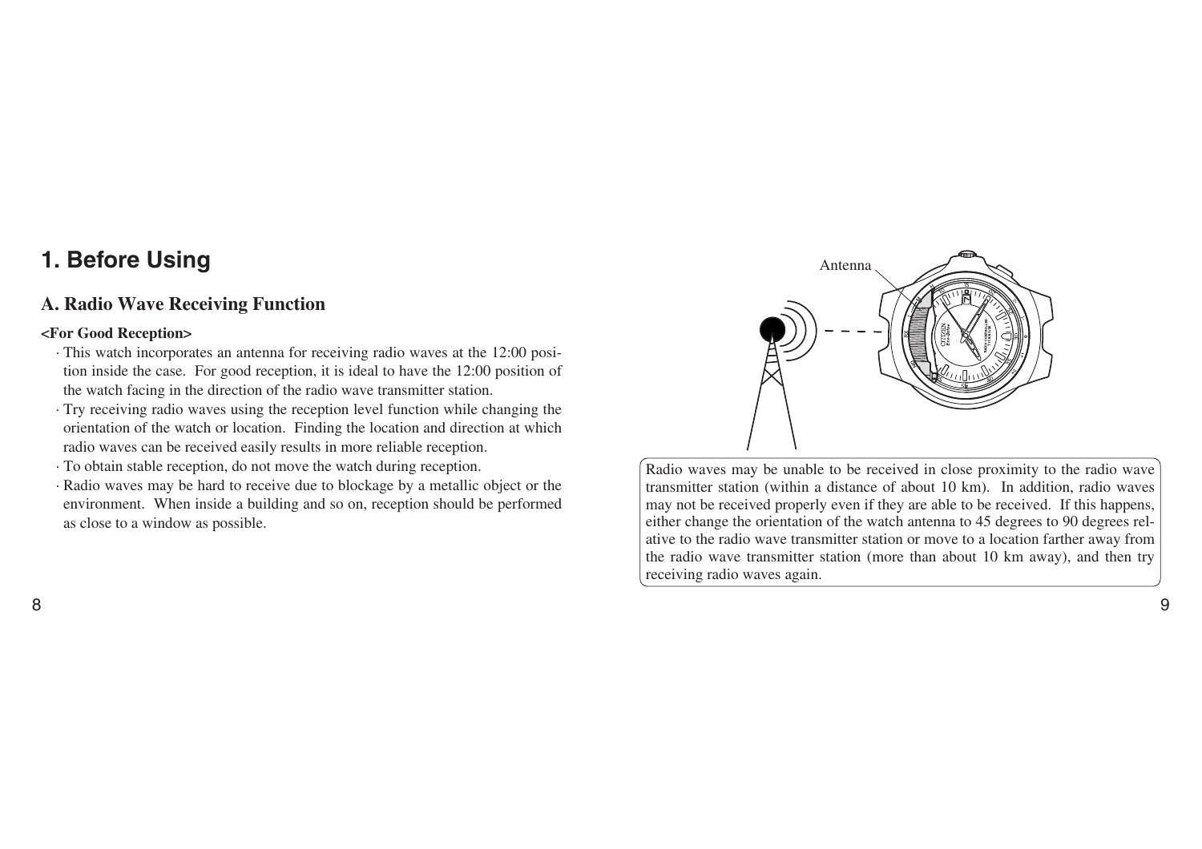# 1. Before Using

## A. Radio Wave Receiving Function

**<For Good Reception>**

- This watch incorporates an antenna for receiving radio waves at the 12:00 position inside the case. For good reception, it is ideal to have the 12:00 position of the watch facing in the direction of the radio wave transmitter station.
- Try receiving radio waves using the reception level function while changing the orientation of the watch or location. Finding the location and direction at which radio waves can be received easily results in more reliable reception.
- To obtain stable reception, do not move the watch during reception.
- Radio waves may be hard to receive due to blockage by a metallic object or the environment. When inside a building and so on, reception should be performed as close to a window as possible.

Antenna

Radio waves may be unable to be received in close proximity to the radio wave transmitter station (within a distance of about 10 km). In addition, radio waves may not be received properly even if they are able to be received. If this happens, either change the orientation of the watch antenna to 45 degrees to 90 degrees relative to the radio wave transmitter station or move to a location farther away from the radio wave transmitter station (more than about 10 km away), and then try receiving radio waves again.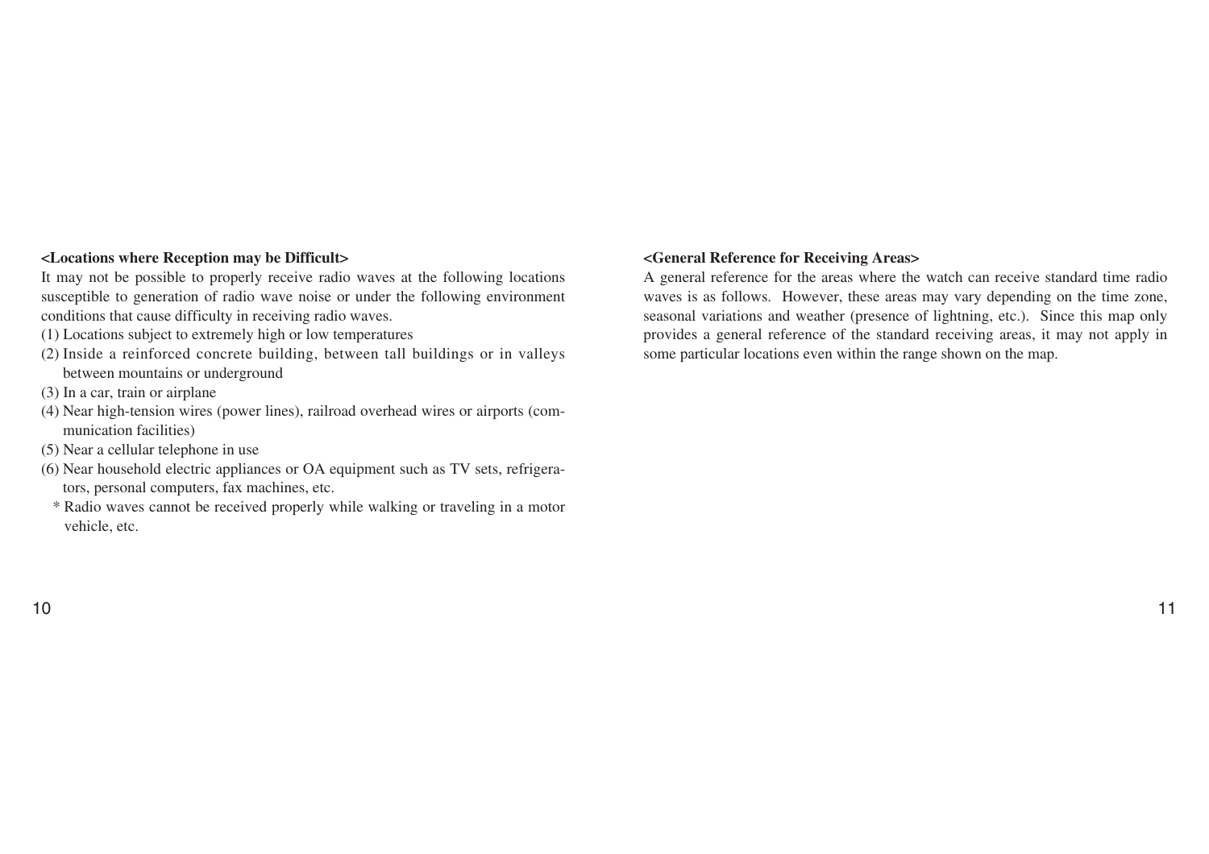**<Locations where Reception may be Difficult>**

It may not be possible to properly receive radio waves at the following locations susceptible to generation of radio wave noise or under the following environment conditions that cause difficulty in receiving radio waves.

(1) Locations subject to extremely high or low temperatures
(2) Inside a reinforced concrete building, between tall buildings or in valleys between mountains or underground
(3) In a car, train or airplane
(4) Near high-tension wires (power lines), railroad overhead wires or airports (communication facilities)
(5) Near a cellular telephone in use
(6) Near household electric appliances or OA equipment such as TV sets, refrigerators, personal computers, fax machines, etc.

\* Radio waves cannot be received properly while walking or traveling in a motor vehicle, etc.

**<General Reference for Receiving Areas>**

A general reference for the areas where the watch can receive standard time radio waves is as follows. However, these areas may vary depending on the time zone, seasonal variations and weather (presence of lightning, etc.). Since this map only provides a general reference of the standard receiving areas, it may not apply in some particular locations even within the range shown on the map.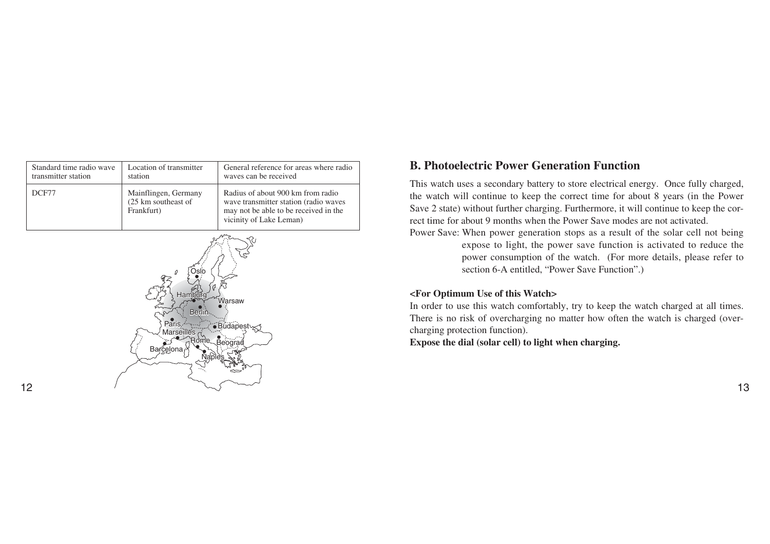| Standard time radio wave transmitter station | Location of transmitter station | General reference for areas where radio waves can be received |
|---|---|---|
| DCF77 | Mainflingen, Germany (25 km southeast of Frankfurt) | Radius of about 900 km from radio wave transmitter station (radio waves may not be able to be received in the vicinity of Lake Leman) |

## B. Photoelectric Power Generation Function

This watch uses a secondary battery to store electrical energy. Once fully charged, the watch will continue to keep the correct time for about 8 years (in the Power Save 2 state) without further charging. Furthermore, it will continue to keep the correct time for about 9 months when the Power Save modes are not activated.

Power Save: When power generation stops as a result of the solar cell not being expose to light, the power save function is activated to reduce the power consumption of the watch. (For more details, please refer to section 6-A entitled, "Power Save Function".)

**<For Optimum Use of this Watch>**

In order to use this watch comfortably, try to keep the watch charged at all times. There is no risk of overcharging no matter how often the watch is charged (overcharging protection function).

**Expose the dial (solar cell) to light when charging.**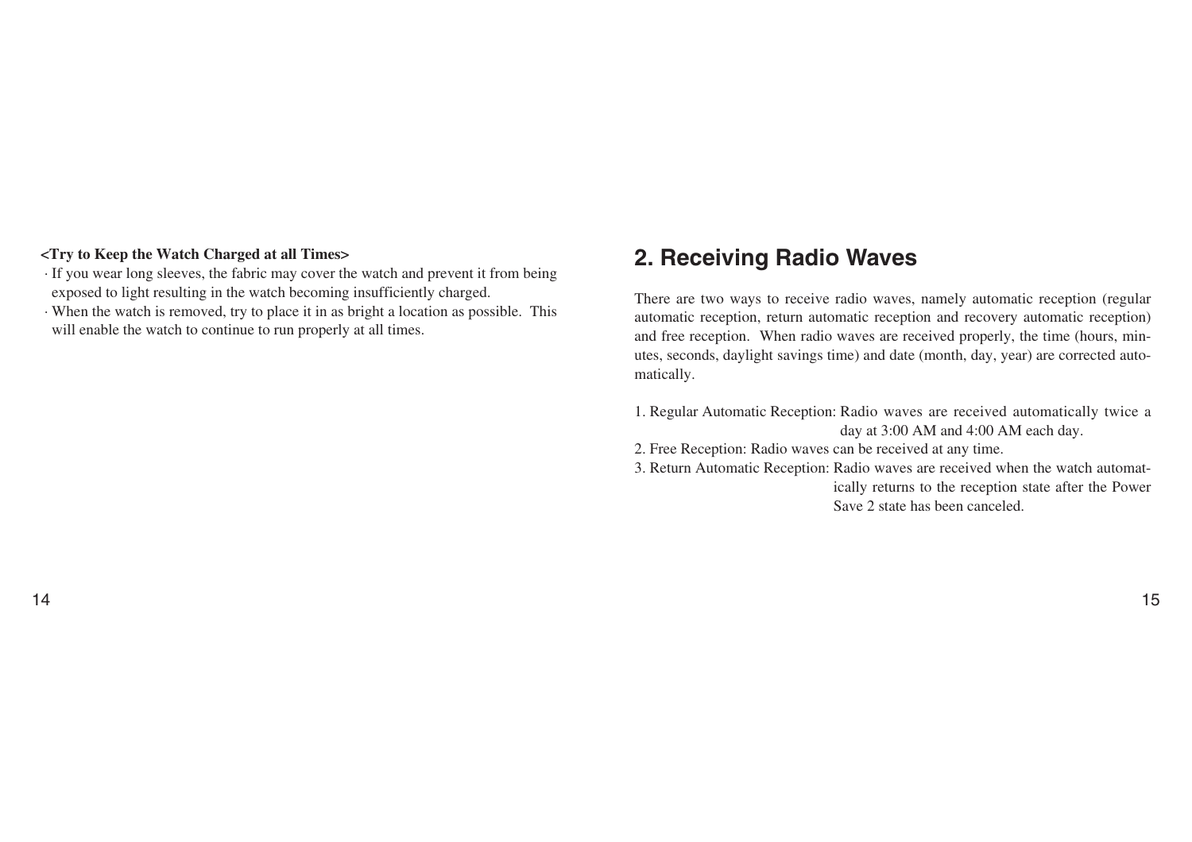**<Try to Keep the Watch Charged at all Times>**

· If you wear long sleeves, the fabric may cover the watch and prevent it from being exposed to light resulting in the watch becoming insufficiently charged.

· When the watch is removed, try to place it in as bright a location as possible.  This will enable the watch to continue to run properly at all times.

## 2. Receiving Radio Waves

There are two ways to receive radio waves, namely automatic reception (regular automatic reception, return automatic reception and recovery automatic reception) and free reception.  When radio waves are received properly, the time (hours, minutes, seconds, daylight savings time) and date (month, day, year) are corrected automatically.

1. Regular Automatic Reception: Radio waves are received automatically twice a day at 3:00 AM and 4:00 AM each day.
2. Free Reception: Radio waves can be received at any time.
3. Return Automatic Reception: Radio waves are received when the watch automatically returns to the reception state after the Power Save 2 state has been canceled.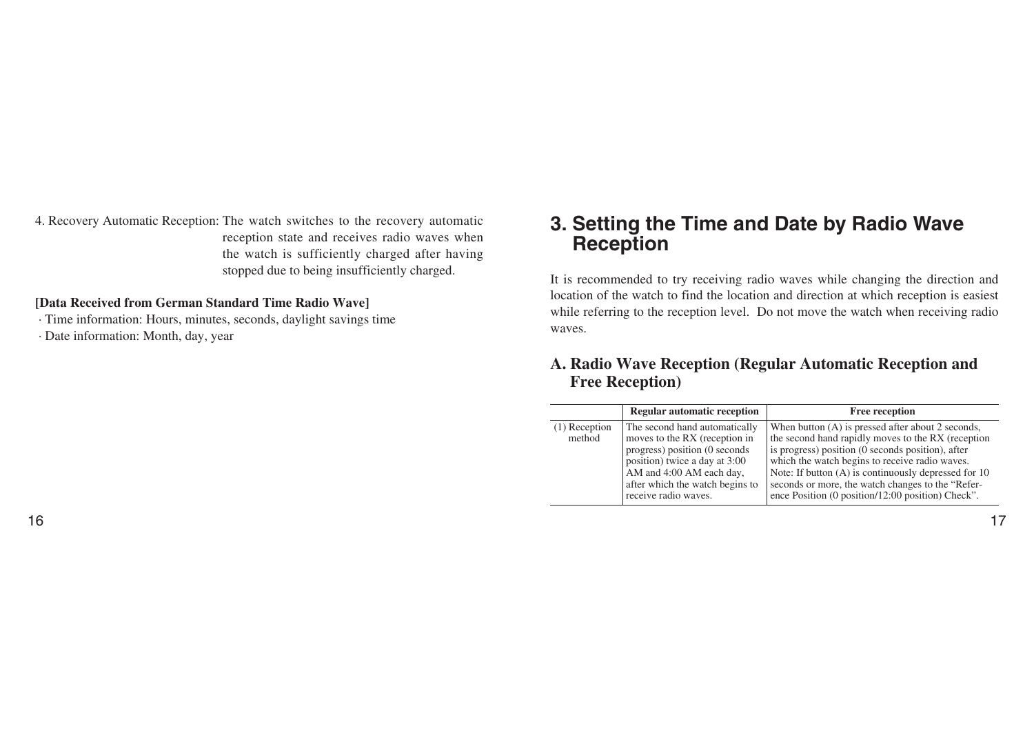4. Recovery Automatic Reception: The watch switches to the recovery automatic reception state and receives radio waves when the watch is sufficiently charged after having stopped due to being insufficiently charged.

**[Data Received from German Standard Time Radio Wave]**

· Time information: Hours, minutes, seconds, daylight savings time

· Date information: Month, day, year

# 3. Setting the Time and Date by Radio Wave Reception

It is recommended to try receiving radio waves while changing the direction and location of the watch to find the location and direction at which reception is easiest while referring to the reception level. Do not move the watch when receiving radio waves.

## A. Radio Wave Reception (Regular Automatic Reception and Free Reception)

| | Regular automatic reception | Free reception |
|---|---|---|
| (1) Reception method | The second hand automatically moves to the RX (reception in progress) position (0 seconds position) twice a day at 3:00 AM and 4:00 AM each day, after which the watch begins to receive radio waves. | When button (A) is pressed after about 2 seconds, the second hand rapidly moves to the RX (reception is progress) position (0 seconds position), after which the watch begins to receive radio waves. Note: If button (A) is continuously depressed for 10 seconds or more, the watch changes to the "Reference Position (0 position/12:00 position) Check". |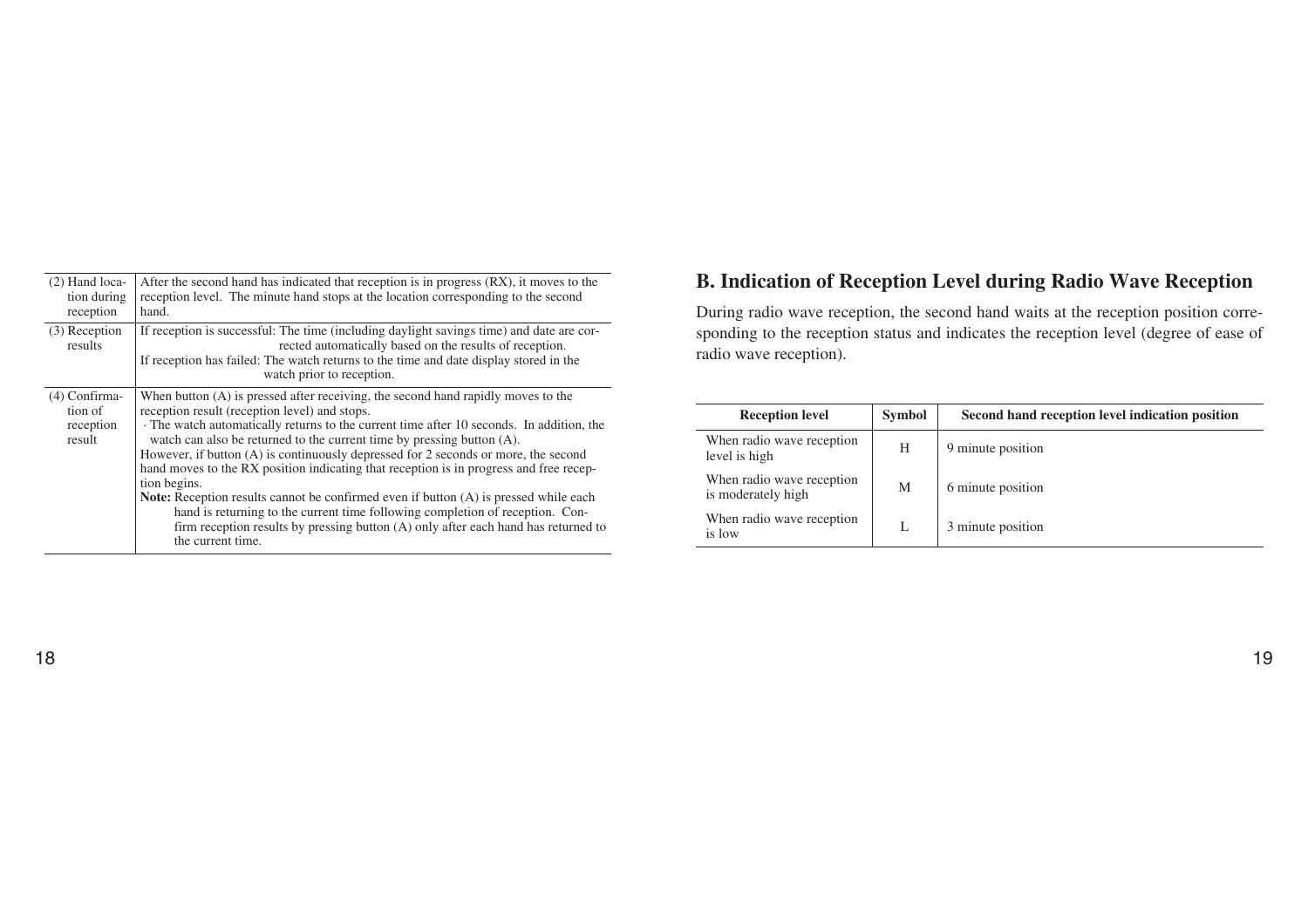| | |
|---|---|
| (2) Hand location during reception | After the second hand has indicated that reception is in progress (RX), it moves to the reception level. The minute hand stops at the location corresponding to the second hand. |
| (3) Reception results | If reception is successful: The time (including daylight savings time) and date are corrected automatically based on the results of reception.<br>If reception has failed: The watch returns to the time and date display stored in the watch prior to reception. |
| (4) Confirmation of reception result | When button (A) is pressed after receiving, the second hand rapidly moves to the reception result (reception level) and stops.<br>· The watch automatically returns to the current time after 10 seconds. In addition, the watch can also be returned to the current time by pressing button (A).<br>However, if button (A) is continuously depressed for 2 seconds or more, the second hand moves to the RX position indicating that reception is in progress and free reception begins.<br>**Note:** Reception results cannot be confirmed even if button (A) is pressed while each hand is returning to the current time following completion of reception. Confirm reception results by pressing button (A) only after each hand has returned to the current time. |

## B. Indication of Reception Level during Radio Wave Reception

During radio wave reception, the second hand waits at the reception position corresponding to the reception status and indicates the reception level (degree of ease of radio wave reception).

| Reception level | Symbol | Second hand reception level indication position |
|---|---|---|
| When radio wave reception level is high | H | 9 minute position |
| When radio wave reception is moderately high | M | 6 minute position |
| When radio wave reception is low | L | 3 minute position |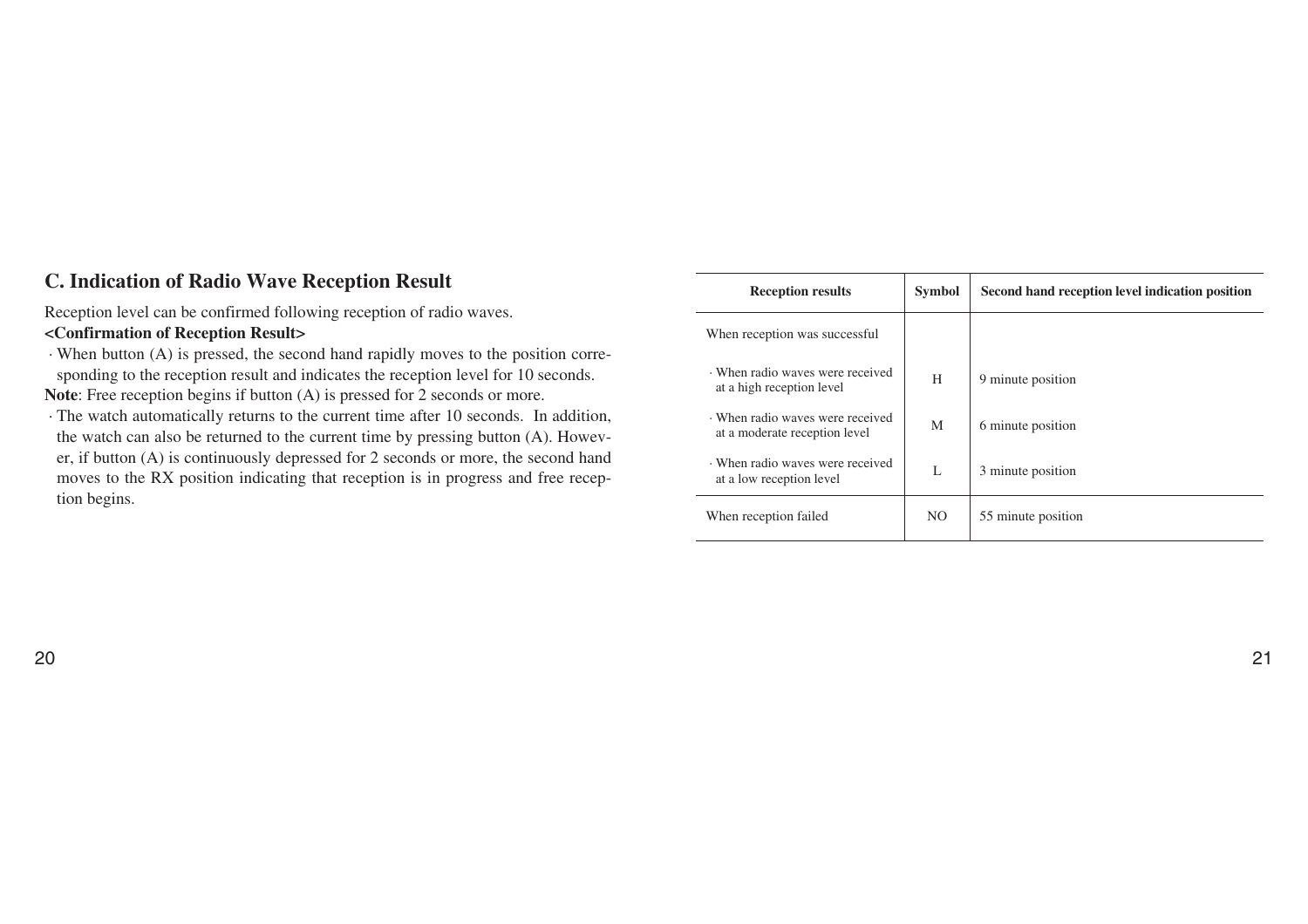## C. Indication of Radio Wave Reception Result

Reception level can be confirmed following reception of radio waves.

**<Confirmation of Reception Result>**

· When button (A) is pressed, the second hand rapidly moves to the position corresponding to the reception result and indicates the reception level for 10 seconds.

**Note**: Free reception begins if button (A) is pressed for 2 seconds or more.

· The watch automatically returns to the current time after 10 seconds. In addition, the watch can also be returned to the current time by pressing button (A). However, if button (A) is continuously depressed for 2 seconds or more, the second hand moves to the RX position indicating that reception is in progress and free reception begins.

| Reception results | Symbol | Second hand reception level indication position |
|---|---|---|
| When reception was successful | | |
| · When radio waves were received at a high reception level | H | 9 minute position |
| · When radio waves were received at a moderate reception level | M | 6 minute position |
| · When radio waves were received at a low reception level | L | 3 minute position |
| When reception failed | NO | 55 minute position |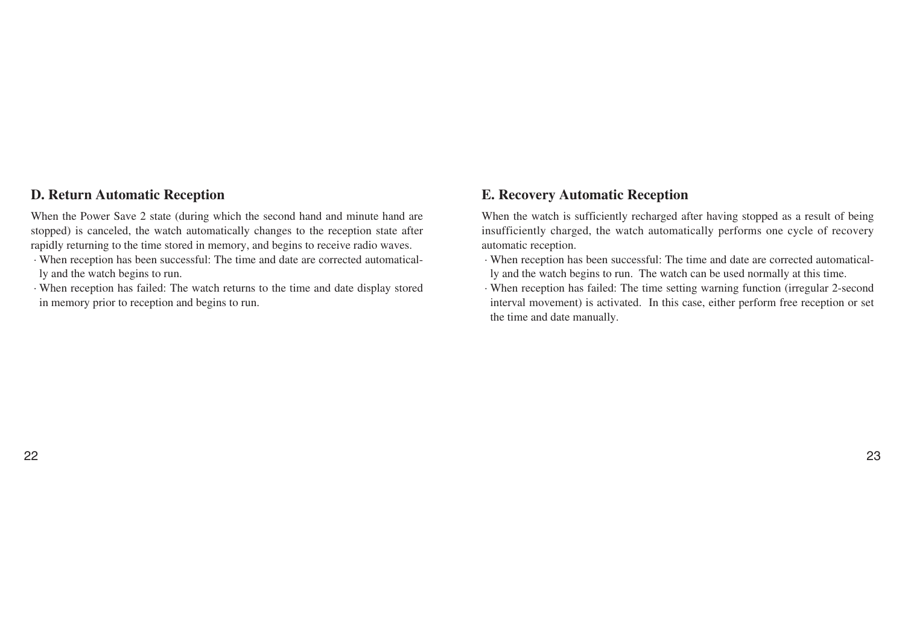## D. Return Automatic Reception

When the Power Save 2 state (during which the second hand and minute hand are stopped) is canceled, the watch automatically changes to the reception state after rapidly returning to the time stored in memory, and begins to receive radio waves.

· When reception has been successful: The time and date are corrected automatically and the watch begins to run.
· When reception has failed: The watch returns to the time and date display stored in memory prior to reception and begins to run.

## E. Recovery Automatic Reception

When the watch is sufficiently recharged after having stopped as a result of being insufficiently charged, the watch automatically performs one cycle of recovery automatic reception.

· When reception has been successful: The time and date are corrected automatically and the watch begins to run. The watch can be used normally at this time.
· When reception has failed: The time setting warning function (irregular 2-second interval movement) is activated. In this case, either perform free reception or set the time and date manually.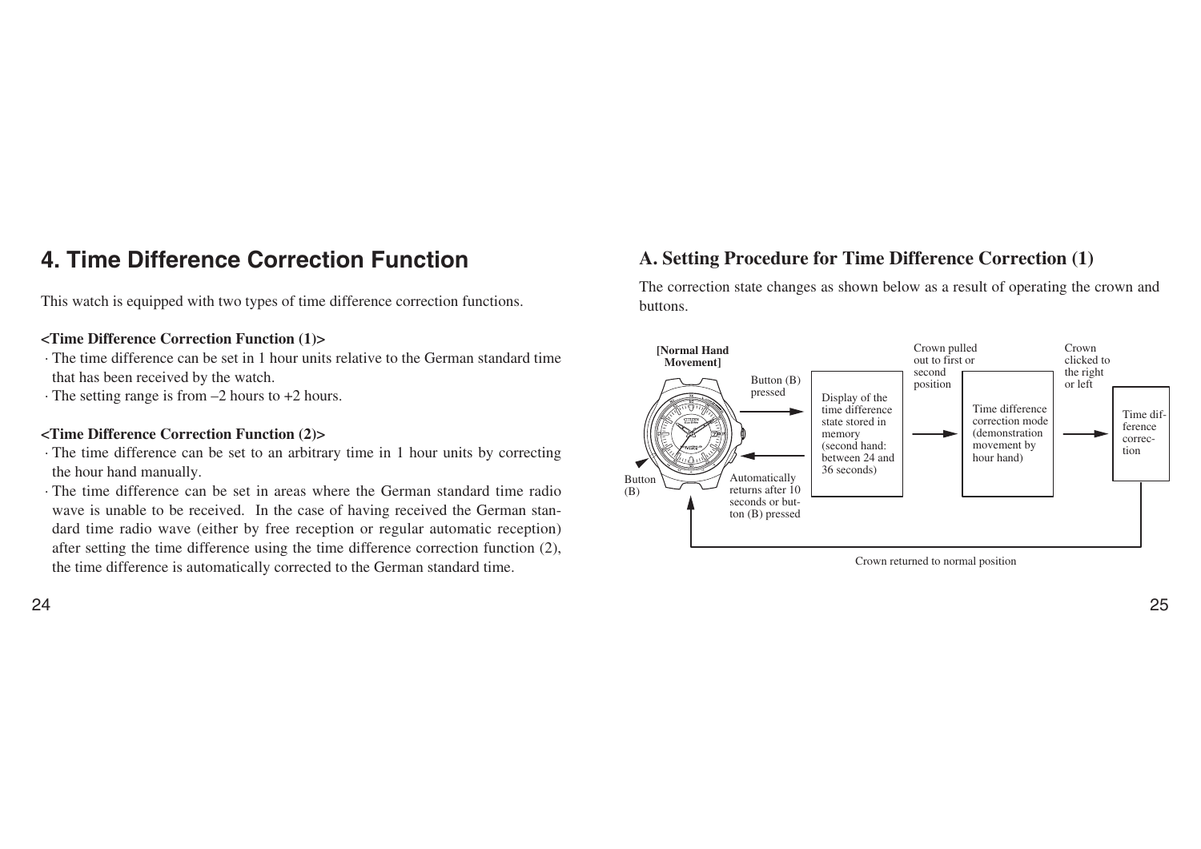# 4. Time Difference Correction Function

This watch is equipped with two types of time difference correction functions.

**<Time Difference Correction Function (1)>**

- The time difference can be set in 1 hour units relative to the German standard time that has been received by the watch.
- The setting range is from –2 hours to +2 hours.

**<Time Difference Correction Function (2)>**

- The time difference can be set to an arbitrary time in 1 hour units by correcting the hour hand manually.
- The time difference can be set in areas where the German standard time radio wave is unable to be received. In the case of having received the German standard time radio wave (either by free reception or regular automatic reception) after setting the time difference using the time difference correction function (2), the time difference is automatically corrected to the German standard time.

## A. Setting Procedure for Time Difference Correction (1)

The correction state changes as shown below as a result of operating the crown and buttons.

**[Normal Hand Movement]**

Button (B)

Button (B) pressed

Automatically returns after 10 seconds or button (B) pressed

Display of the time difference state stored in memory (second hand: between 24 and 36 seconds)

Crown pulled out to first or second position

Time difference correction mode (demonstration movement by hour hand)

Crown clicked to the right or left

Time difference correction

Crown returned to normal position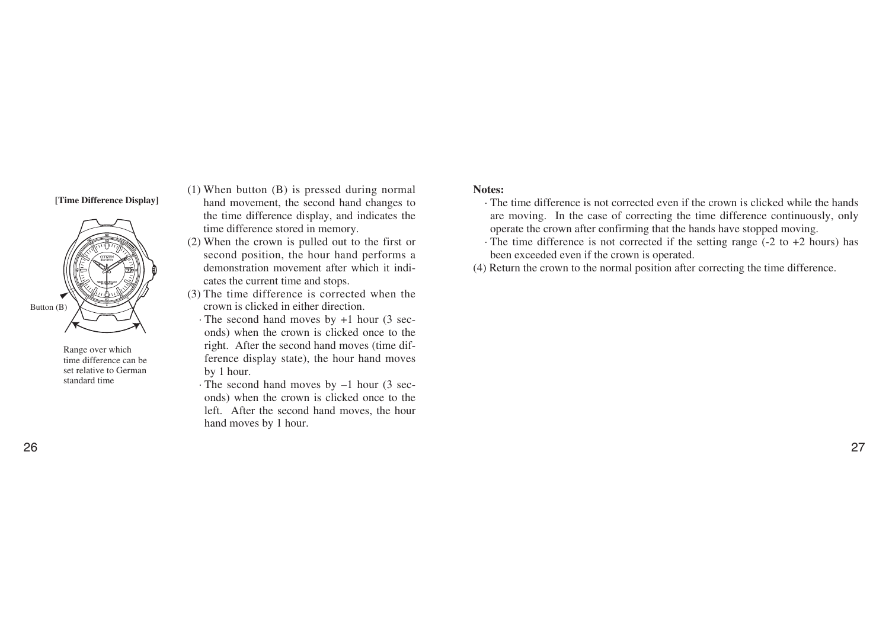**[Time Difference Display]**

Button (B)

Range over which time difference can be set relative to German standard time

(1) When button (B) is pressed during normal hand movement, the second hand changes to the time difference display, and indicates the time difference stored in memory.

(2) When the crown is pulled out to the first or second position, the hour hand performs a demonstration movement after which it indicates the current time and stops.

(3) The time difference is corrected when the crown is clicked in either direction.
   - The second hand moves by +1 hour (3 seconds) when the crown is clicked once to the right. After the second hand moves (time difference display state), the hour hand moves by 1 hour.
   - The second hand moves by –1 hour (3 seconds) when the crown is clicked once to the left. After the second hand moves, the hour hand moves by 1 hour.

**Notes:**

- The time difference is not corrected even if the crown is clicked while the hands are moving. In the case of correcting the time difference continuously, only operate the crown after confirming that the hands have stopped moving.
- The time difference is not corrected if the setting range (-2 to +2 hours) has been exceeded even if the crown is operated.

(4) Return the crown to the normal position after correcting the time difference.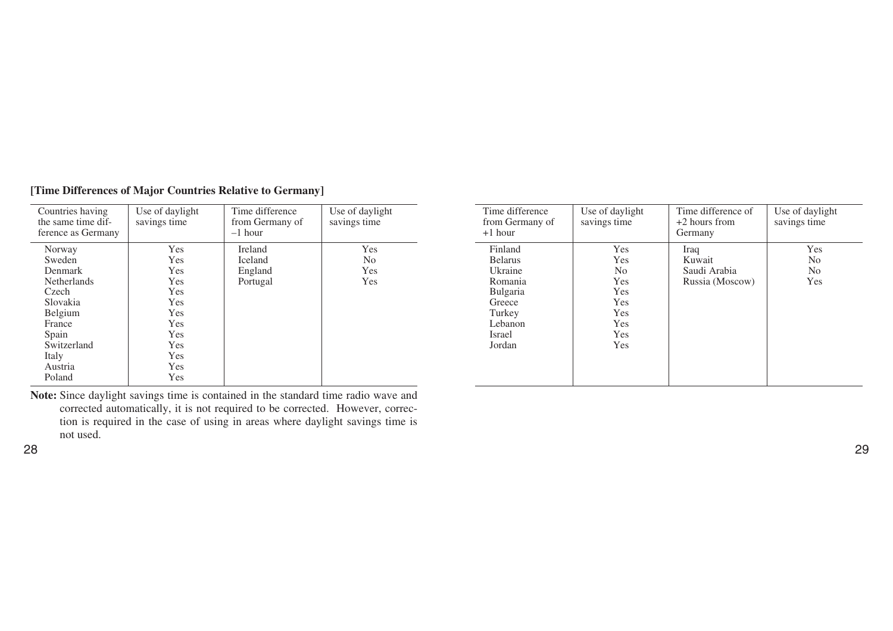**[Time Differences of Major Countries Relative to Germany]**

| Countries having the same time difference as Germany | Use of daylight savings time | Time difference from Germany of –1 hour | Use of daylight savings time |
|---|---|---|---|
| Norway | Yes | Ireland | Yes |
| Sweden | Yes | Iceland | No |
| Denmark | Yes | England | Yes |
| Netherlands | Yes | Portugal | Yes |
| Czech | Yes | | |
| Slovakia | Yes | | |
| Belgium | Yes | | |
| France | Yes | | |
| Spain | Yes | | |
| Switzerland | Yes | | |
| Italy | Yes | | |
| Austria | Yes | | |
| Poland | Yes | | |

**Note:** Since daylight savings time is contained in the standard time radio wave and corrected automatically, it is not required to be corrected. However, correction is required in the case of using in areas where daylight savings time is not used.

| Time difference from Germany of +1 hour | Use of daylight savings time | Time difference of +2 hours from Germany | Use of daylight savings time |
|---|---|---|---|
| Finland | Yes | Iraq | Yes |
| Belarus | Yes | Kuwait | No |
| Ukraine | No | Saudi Arabia | No |
| Romania | Yes | Russia (Moscow) | Yes |
| Bulgaria | Yes | | |
| Greece | Yes | | |
| Turkey | Yes | | |
| Lebanon | Yes | | |
| Israel | Yes | | |
| Jordan | Yes | | |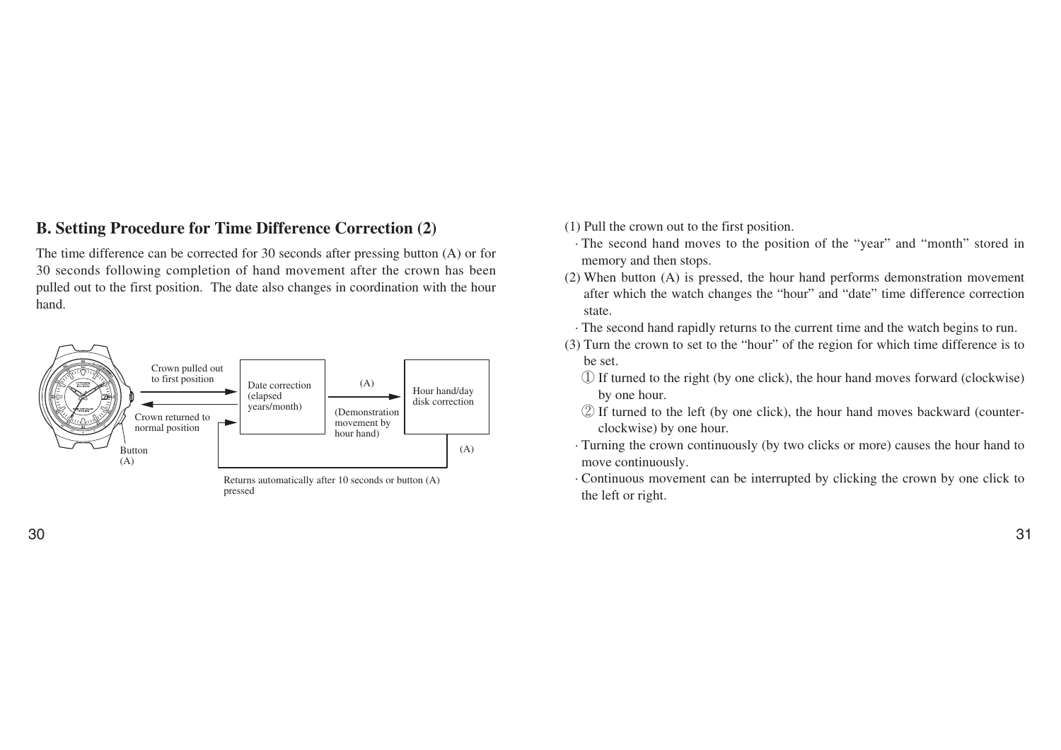## B. Setting Procedure for Time Difference Correction (2)

The time difference can be corrected for 30 seconds after pressing button (A) or for 30 seconds following completion of hand movement after the crown has been pulled out to the first position. The date also changes in coordination with the hour hand.

Crown pulled out to first position

Date correction (elapsed years/month)

(A)

(Demonstration movement by hour hand)

Hour hand/day disk correction

Crown returned to normal position

Button (A)

(A)

Returns automatically after 10 seconds or button (A) pressed

(1) Pull the crown out to the first position.
 · The second hand moves to the position of the "year" and "month" stored in memory and then stops.

(2) When button (A) is pressed, the hour hand performs demonstration movement after which the watch changes the "hour" and "date" time difference correction state.
 · The second hand rapidly returns to the current time and the watch begins to run.

(3) Turn the crown to set to the "hour" of the region for which time difference is to be set.
 ① If turned to the right (by one click), the hour hand moves forward (clockwise) by one hour.
 ② If turned to the left (by one click), the hour hand moves backward (counter-clockwise) by one hour.
 · Turning the crown continuously (by two clicks or more) causes the hour hand to move continuously.
 · Continuous movement can be interrupted by clicking the crown by one click to the left or right.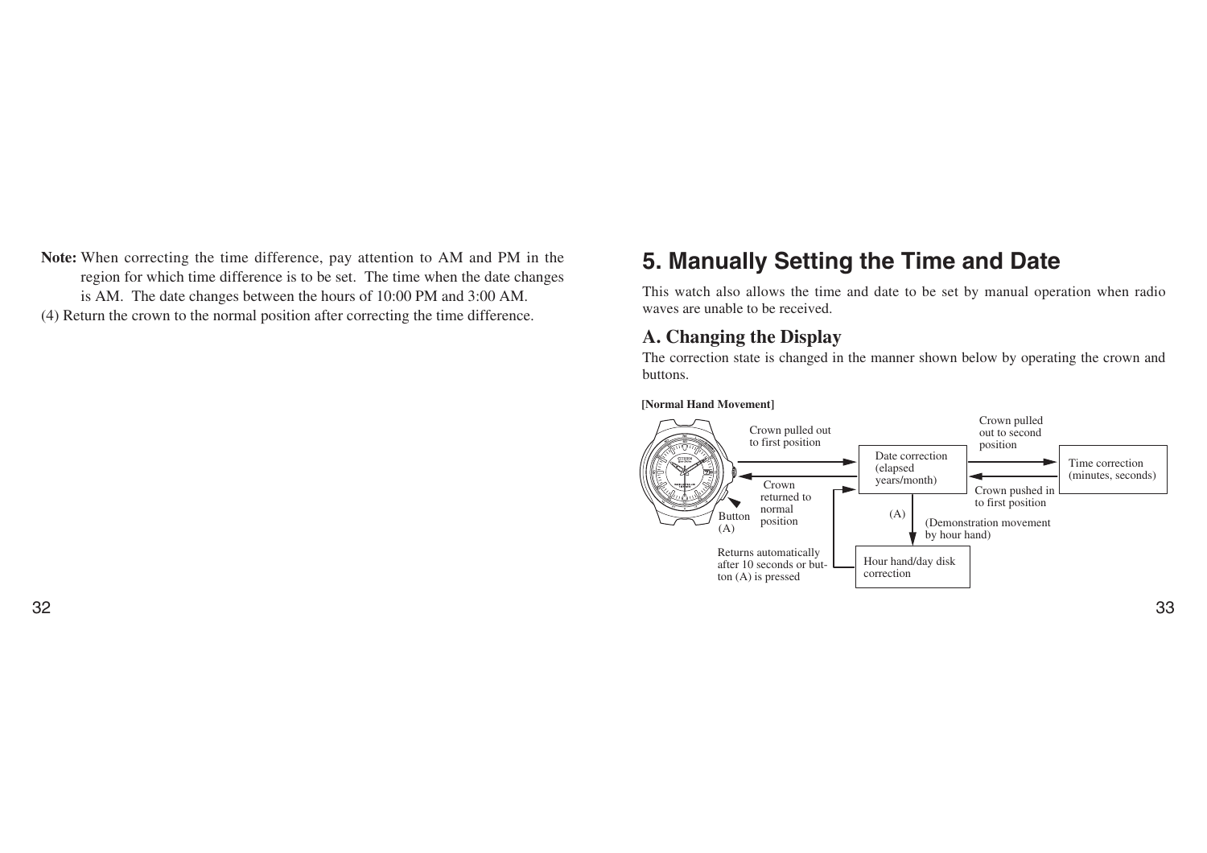**Note:** When correcting the time difference, pay attention to AM and PM in the region for which time difference is to be set. The time when the date changes is AM. The date changes between the hours of 10:00 PM and 3:00 AM.

(4) Return the crown to the normal position after correcting the time difference.

# 5. Manually Setting the Time and Date

This watch also allows the time and date to be set by manual operation when radio waves are unable to be received.

## A. Changing the Display

The correction state is changed in the manner shown below by operating the crown and buttons.

**[Normal Hand Movement]**

Crown pulled out to first position

Crown returned to normal position

Button (A)

Date correction (elapsed years/month)

Crown pulled out to second position

Time correction (minutes, seconds)

Crown pushed in to first position

(A)

(Demonstration movement by hour hand)

Hour hand/day disk correction

Returns automatically after 10 seconds or button (A) is pressed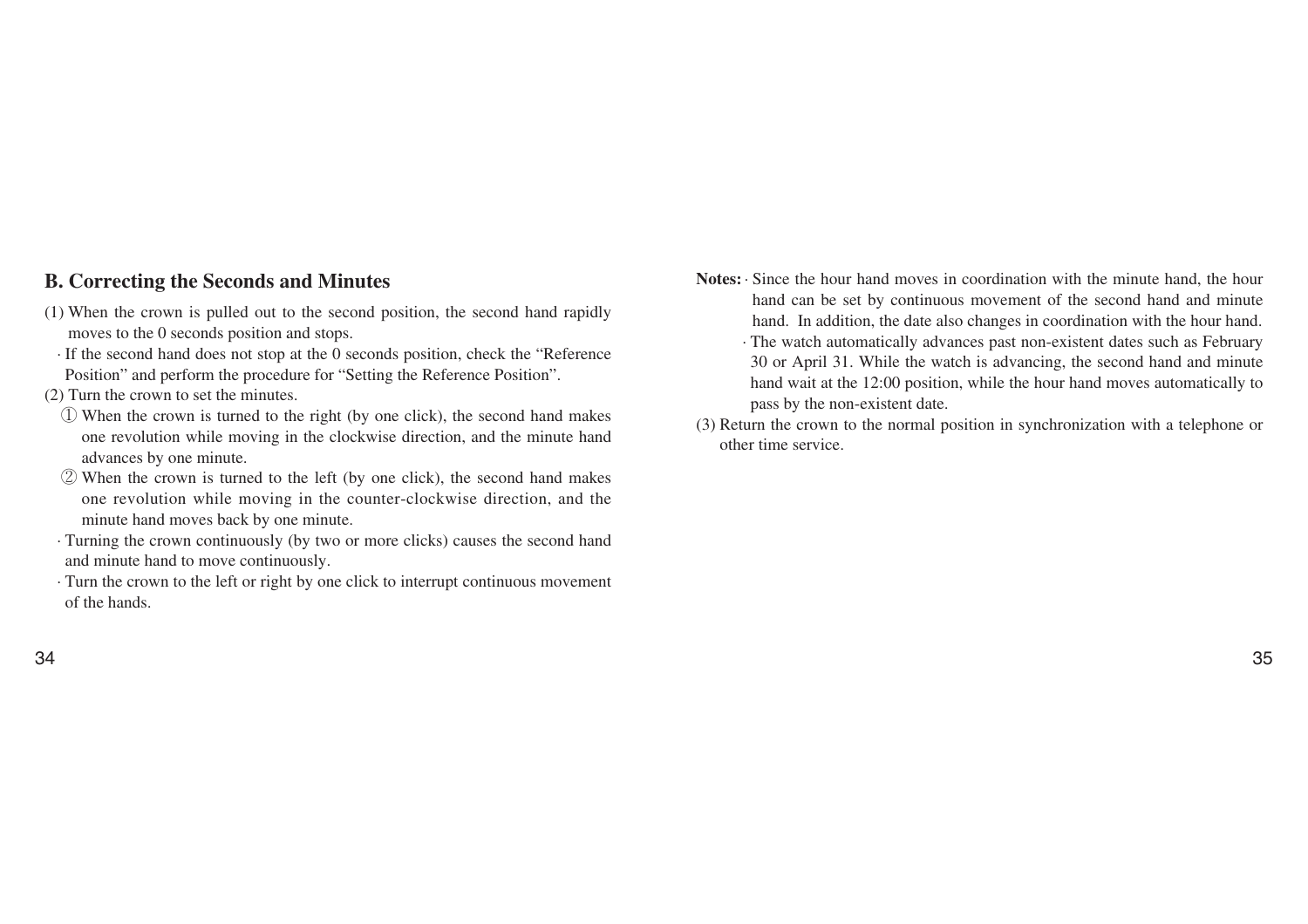## B. Correcting the Seconds and Minutes

(1) When the crown is pulled out to the second position, the second hand rapidly moves to the 0 seconds position and stops.

· If the second hand does not stop at the 0 seconds position, check the "Reference Position" and perform the procedure for "Setting the Reference Position".

(2) Turn the crown to set the minutes.

① When the crown is turned to the right (by one click), the second hand makes one revolution while moving in the clockwise direction, and the minute hand advances by one minute.

② When the crown is turned to the left (by one click), the second hand makes one revolution while moving in the counter-clockwise direction, and the minute hand moves back by one minute.

· Turning the crown continuously (by two or more clicks) causes the second hand and minute hand to move continuously.

· Turn the crown to the left or right by one click to interrupt continuous movement of the hands.

**Notes:** · Since the hour hand moves in coordination with the minute hand, the hour hand can be set by continuous movement of the second hand and minute hand. In addition, the date also changes in coordination with the hour hand.

· The watch automatically advances past non-existent dates such as February 30 or April 31. While the watch is advancing, the second hand and minute hand wait at the 12:00 position, while the hour hand moves automatically to pass by the non-existent date.

(3) Return the crown to the normal position in synchronization with a telephone or other time service.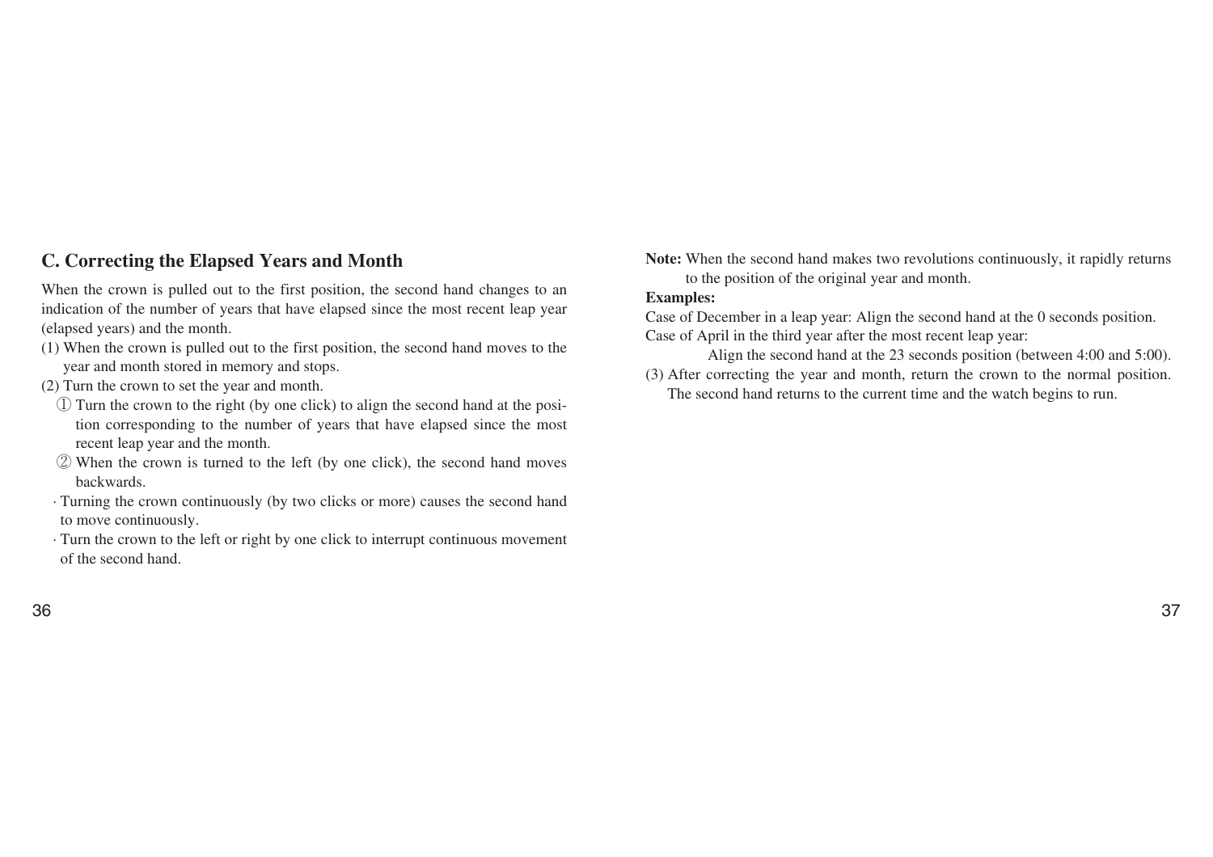## C. Correcting the Elapsed Years and Month

When the crown is pulled out to the first position, the second hand changes to an indication of the number of years that have elapsed since the most recent leap year (elapsed years) and the month.

(1) When the crown is pulled out to the first position, the second hand moves to the year and month stored in memory and stops.

(2) Turn the crown to set the year and month.

① Turn the crown to the right (by one click) to align the second hand at the position corresponding to the number of years that have elapsed since the most recent leap year and the month.

② When the crown is turned to the left (by one click), the second hand moves backwards.

· Turning the crown continuously (by two clicks or more) causes the second hand to move continuously.

· Turn the crown to the left or right by one click to interrupt continuous movement of the second hand.

**Note:** When the second hand makes two revolutions continuously, it rapidly returns to the position of the original year and month.

**Examples:**

Case of December in a leap year: Align the second hand at the 0 seconds position.

Case of April in the third year after the most recent leap year:

Align the second hand at the 23 seconds position (between 4:00 and 5:00).

(3) After correcting the year and month, return the crown to the normal position. The second hand returns to the current time and the watch begins to run.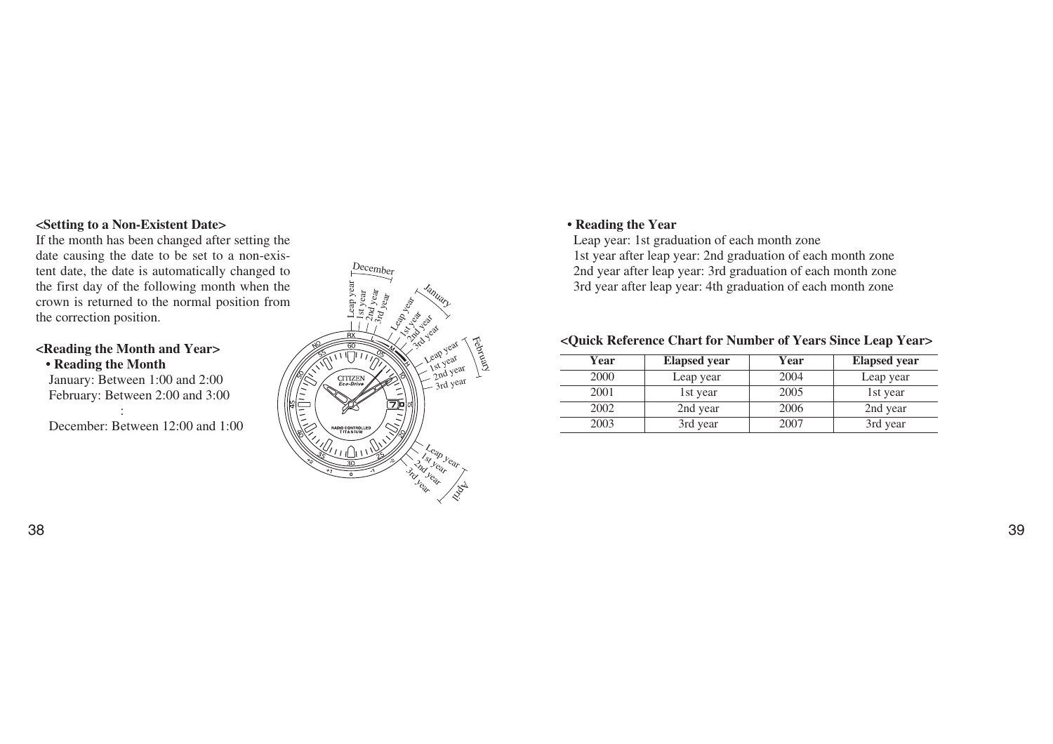### <Setting to a Non-Existent Date>

If the month has been changed after setting the date causing the date to be set to a non-existent date, the date is automatically changed to the first day of the following month when the crown is returned to the normal position from the correction position.

### <Reading the Month and Year>

**• Reading the Month**

January: Between 1:00 and 2:00
February: Between 2:00 and 3:00
:
December: Between 12:00 and 1:00

**• Reading the Year**

Leap year: 1st graduation of each month zone
1st year after leap year: 2nd graduation of each month zone
2nd year after leap year: 3rd graduation of each month zone
3rd year after leap year: 4th graduation of each month zone

### <Quick Reference Chart for Number of Years Since Leap Year>

| Year | Elapsed year | Year | Elapsed year |
|---|---|---|---|
| 2000 | Leap year | 2004 | Leap year |
| 2001 | 1st year | 2005 | 1st year |
| 2002 | 2nd year | 2006 | 2nd year |
| 2003 | 3rd year | 2007 | 3rd year |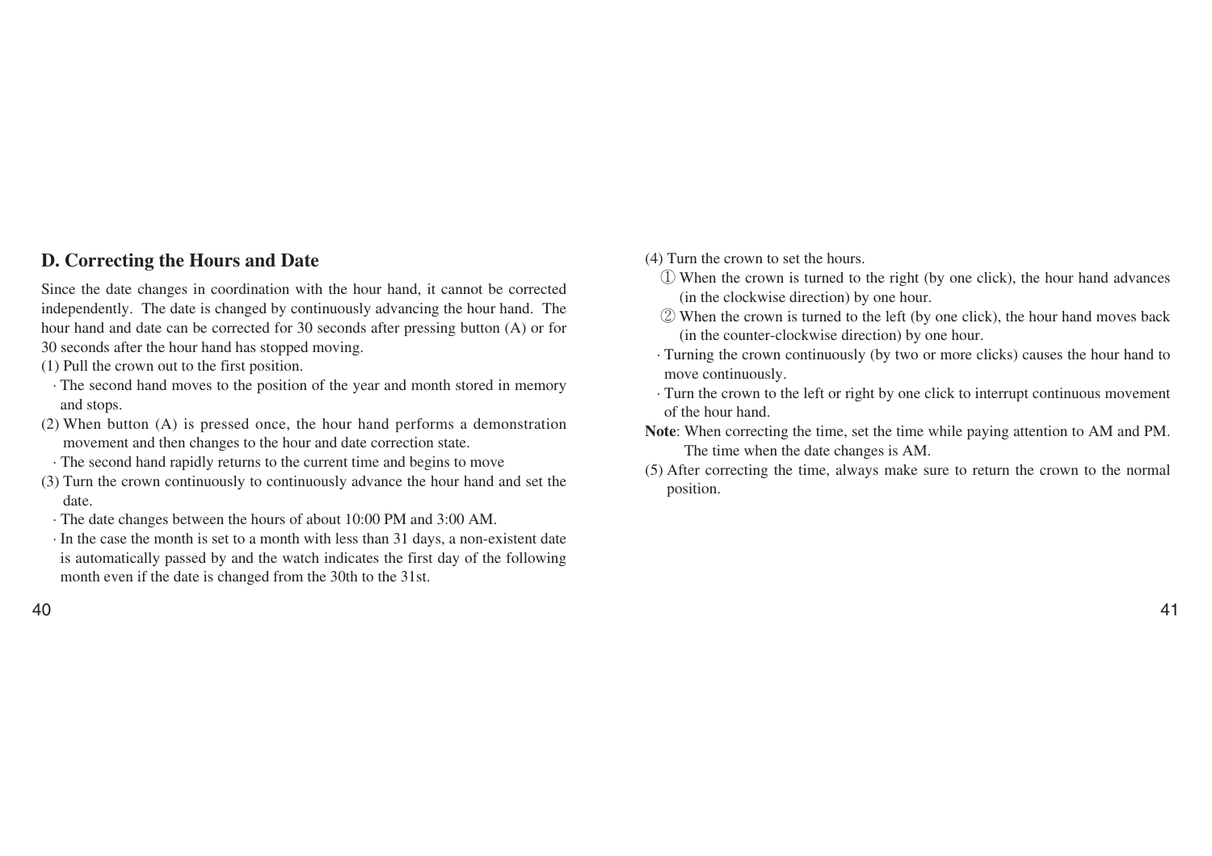## D. Correcting the Hours and Date

Since the date changes in coordination with the hour hand, it cannot be corrected independently. The date is changed by continuously advancing the hour hand. The hour hand and date can be corrected for 30 seconds after pressing button (A) or for 30 seconds after the hour hand has stopped moving.

(1) Pull the crown out to the first position.
- · The second hand moves to the position of the year and month stored in memory and stops.

(2) When button (A) is pressed once, the hour hand performs a demonstration movement and then changes to the hour and date correction state.
- · The second hand rapidly returns to the current time and begins to move

(3) Turn the crown continuously to continuously advance the hour hand and set the date.
- · The date changes between the hours of about 10:00 PM and 3:00 AM.
- · In the case the month is set to a month with less than 31 days, a non-existent date is automatically passed by and the watch indicates the first day of the following month even if the date is changed from the 30th to the 31st.

(4) Turn the crown to set the hours.
- ① When the crown is turned to the right (by one click), the hour hand advances (in the clockwise direction) by one hour.
- ② When the crown is turned to the left (by one click), the hour hand moves back (in the counter-clockwise direction) by one hour.
- · Turning the crown continuously (by two or more clicks) causes the hour hand to move continuously.
- · Turn the crown to the left or right by one click to interrupt continuous movement of the hour hand.

**Note**: When correcting the time, set the time while paying attention to AM and PM. The time when the date changes is AM.

(5) After correcting the time, always make sure to return the crown to the normal position.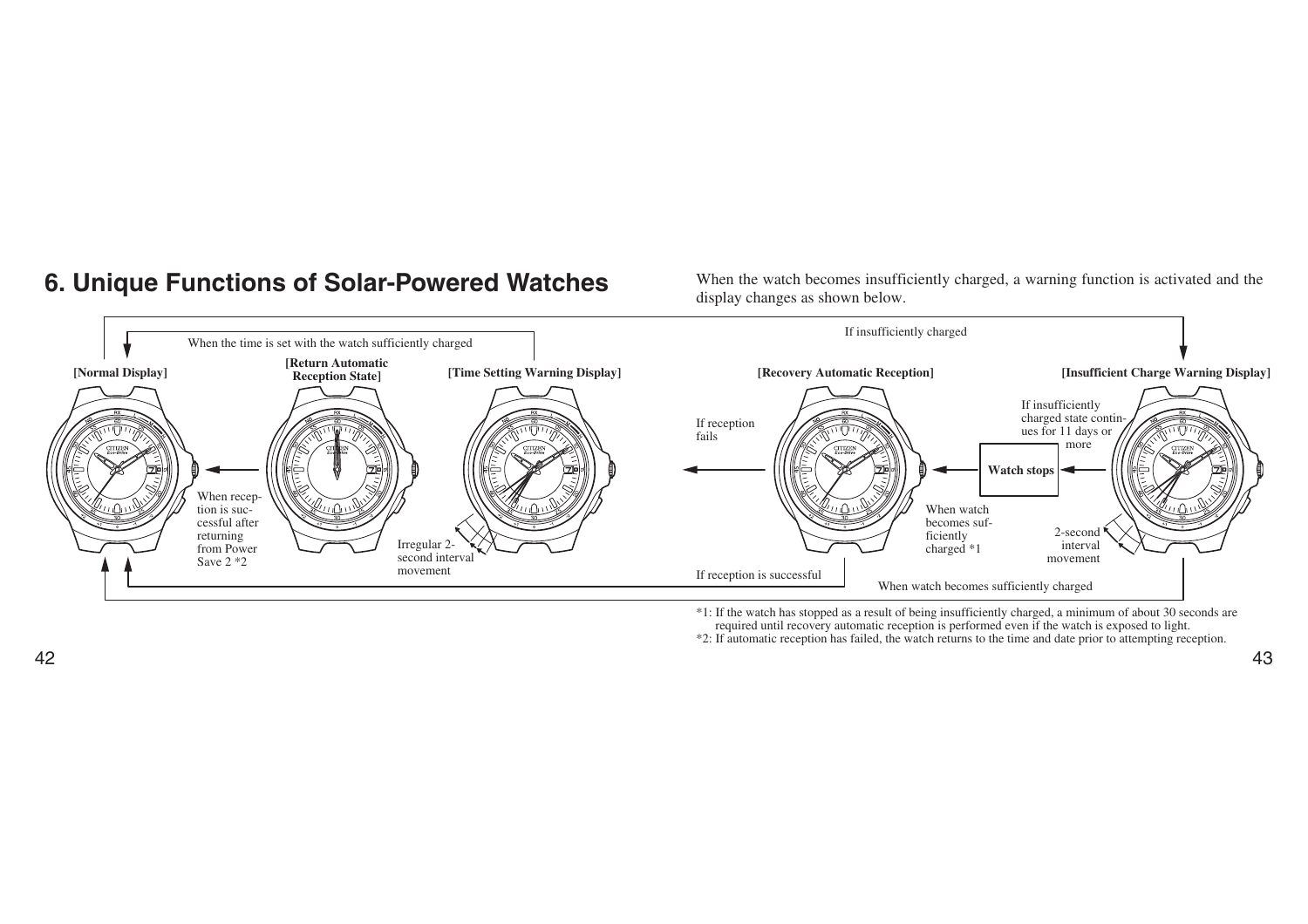# 6. Unique Functions of Solar-Powered Watches

When the watch becomes insufficiently charged, a warning function is activated and the display changes as shown below.

If insufficiently charged

When the time is set with the watch sufficiently charged

**[Normal Display]**

**[Return Automatic Reception State]**

**[Time Setting Warning Display]**

**[Recovery Automatic Reception]**

**[Insufficient Charge Warning Display]**

When reception is successful after returning from Power Save 2 *2

Irregular 2-second interval movement

If reception fails

If reception is successful

Watch stops

When watch becomes sufficiently charged *1

If insufficiently charged state continues for 11 days or more

2-second interval movement

When watch becomes sufficiently charged

*1: If the watch has stopped as a result of being insufficiently charged, a minimum of about 30 seconds are required until recovery automatic reception is performed even if the watch is exposed to light.

*2: If automatic reception has failed, the watch returns to the time and date prior to attempting reception.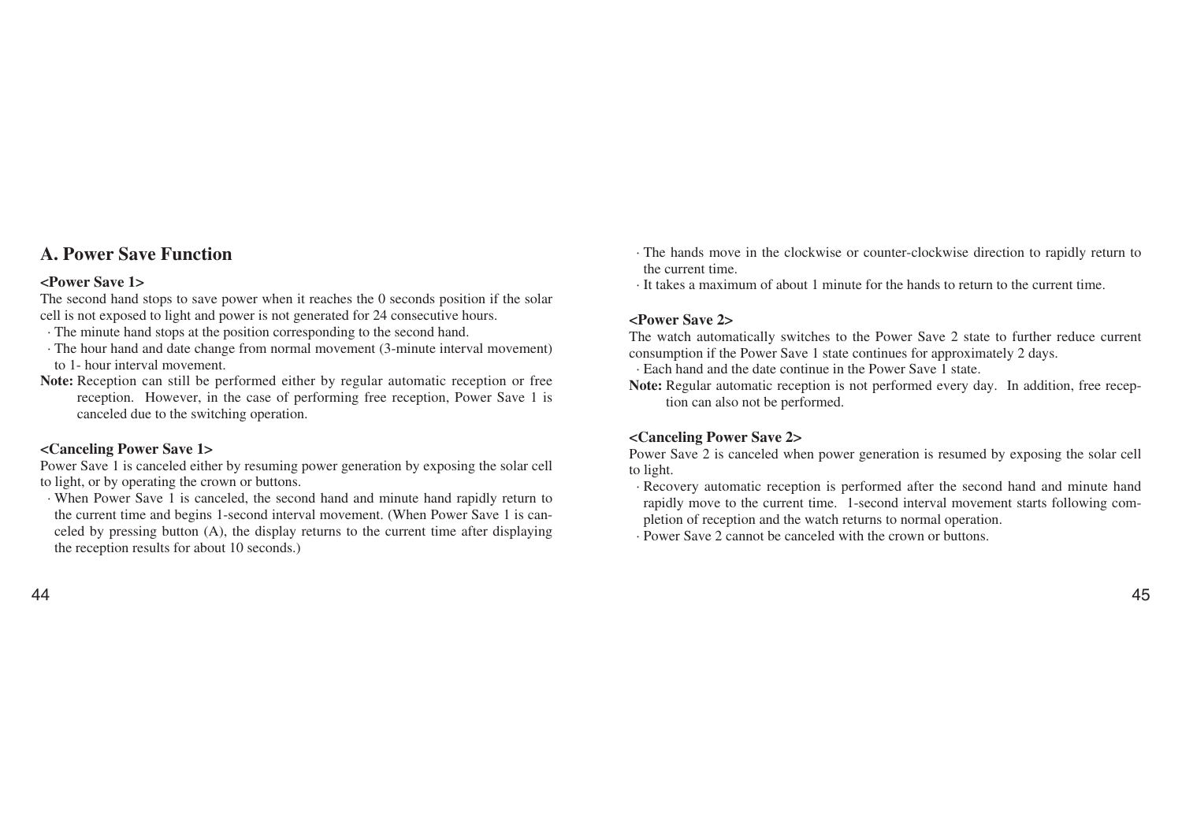## A. Power Save Function

**<Power Save 1>**

The second hand stops to save power when it reaches the 0 seconds position if the solar cell is not exposed to light and power is not generated for 24 consecutive hours.

- The minute hand stops at the position corresponding to the second hand.
- The hour hand and date change from normal movement (3-minute interval movement) to 1- hour interval movement.

**Note:** Reception can still be performed either by regular automatic reception or free reception. However, in the case of performing free reception, Power Save 1 is canceled due to the switching operation.

**<Canceling Power Save 1>**

Power Save 1 is canceled either by resuming power generation by exposing the solar cell to light, or by operating the crown or buttons.

- When Power Save 1 is canceled, the second hand and minute hand rapidly return to the current time and begins 1-second interval movement. (When Power Save 1 is canceled by pressing button (A), the display returns to the current time after displaying the reception results for about 10 seconds.)
- The hands move in the clockwise or counter-clockwise direction to rapidly return to the current time.
- It takes a maximum of about 1 minute for the hands to return to the current time.

**<Power Save 2>**

The watch automatically switches to the Power Save 2 state to further reduce current consumption if the Power Save 1 state continues for approximately 2 days.

- Each hand and the date continue in the Power Save 1 state.

**Note:** Regular automatic reception is not performed every day. In addition, free reception can also not be performed.

**<Canceling Power Save 2>**

Power Save 2 is canceled when power generation is resumed by exposing the solar cell to light.

- Recovery automatic reception is performed after the second hand and minute hand rapidly move to the current time. 1-second interval movement starts following completion of reception and the watch returns to normal operation.
- Power Save 2 cannot be canceled with the crown or buttons.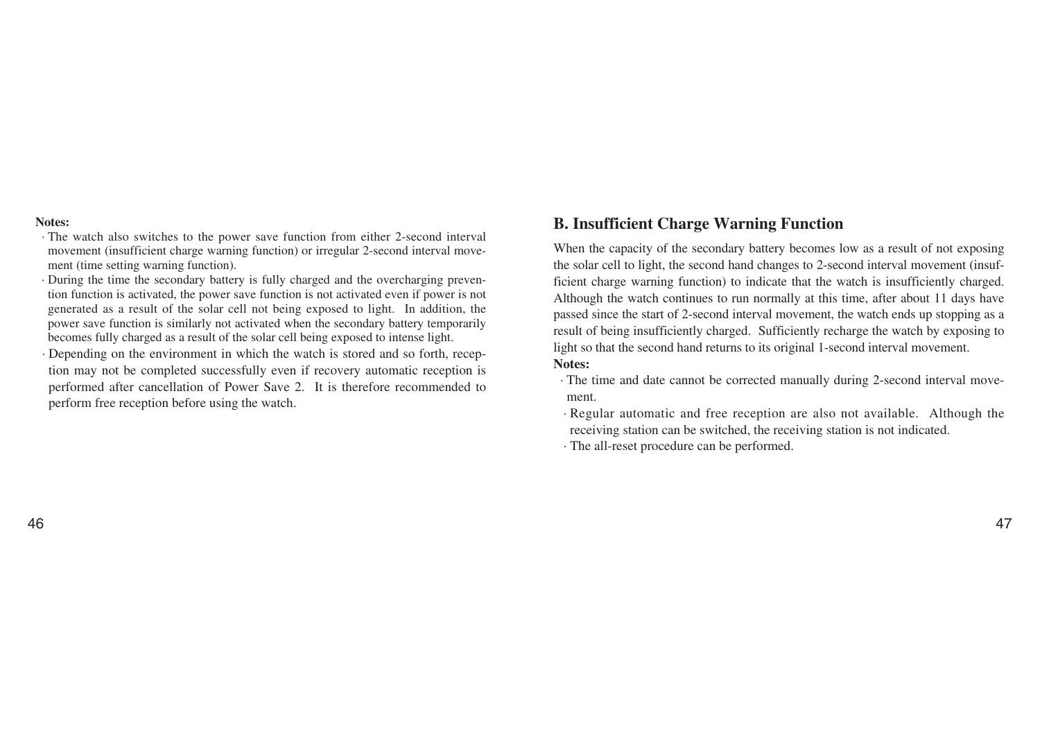**Notes:**

- The watch also switches to the power save function from either 2-second interval movement (insufficient charge warning function) or irregular 2-second interval movement (time setting warning function).
- During the time the secondary battery is fully charged and the overcharging prevention function is activated, the power save function is not activated even if power is not generated as a result of the solar cell not being exposed to light. In addition, the power save function is similarly not activated when the secondary battery temporarily becomes fully charged as a result of the solar cell being exposed to intense light.
- Depending on the environment in which the watch is stored and so forth, reception may not be completed successfully even if recovery automatic reception is performed after cancellation of Power Save 2. It is therefore recommended to perform free reception before using the watch.

## B. Insufficient Charge Warning Function

When the capacity of the secondary battery becomes low as a result of not exposing the solar cell to light, the second hand changes to 2-second interval movement (insufficient charge warning function) to indicate that the watch is insufficiently charged. Although the watch continues to run normally at this time, after about 11 days have passed since the start of 2-second interval movement, the watch ends up stopping as a result of being insufficiently charged. Sufficiently recharge the watch by exposing to light so that the second hand returns to its original 1-second interval movement.

**Notes:**

- The time and date cannot be corrected manually during 2-second interval movement.
- Regular automatic and free reception are also not available. Although the receiving station can be switched, the receiving station is not indicated.
- The all-reset procedure can be performed.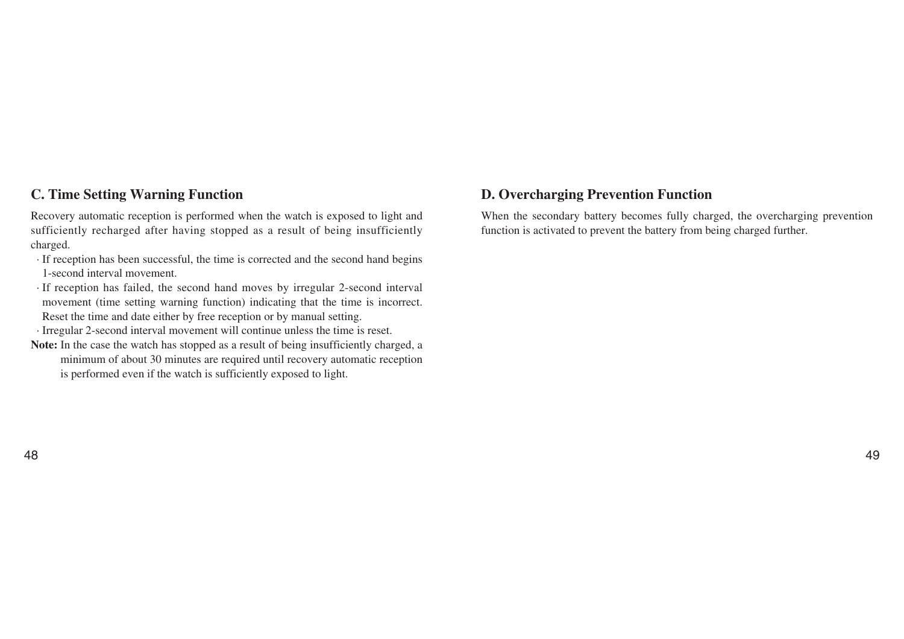## C. Time Setting Warning Function

Recovery automatic reception is performed when the watch is exposed to light and sufficiently recharged after having stopped as a result of being insufficiently charged.

- If reception has been successful, the time is corrected and the second hand begins 1-second interval movement.
- If reception has failed, the second hand moves by irregular 2-second interval movement (time setting warning function) indicating that the time is incorrect. Reset the time and date either by free reception or by manual setting.
- Irregular 2-second interval movement will continue unless the time is reset.

**Note:** In the case the watch has stopped as a result of being insufficiently charged, a minimum of about 30 minutes are required until recovery automatic reception is performed even if the watch is sufficiently exposed to light.

## D. Overcharging Prevention Function

When the secondary battery becomes fully charged, the overcharging prevention function is activated to prevent the battery from being charged further.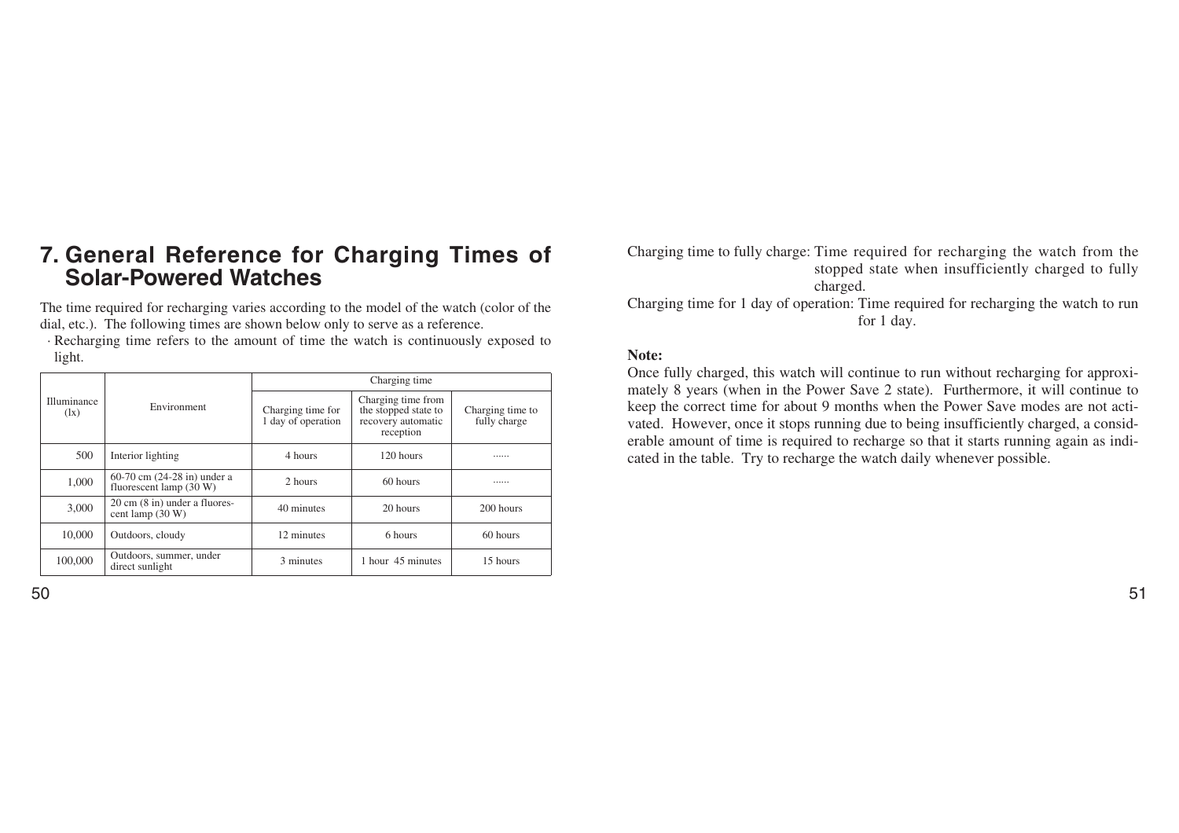## 7. General Reference for Charging Times of Solar-Powered Watches

The time required for recharging varies according to the model of the watch (color of the dial, etc.). The following times are shown below only to serve as a reference.

· Recharging time refers to the amount of time the watch is continuously exposed to light.

| Illuminance (lx) | Environment | Charging time | | |
|---|---|---|---|---|
| | | Charging time for 1 day of operation | Charging time from the stopped state to recovery automatic reception | Charging time to fully charge |
| 500 | Interior lighting | 4 hours | 120 hours | ...... |
| 1,000 | 60-70 cm (24-28 in) under a fluorescent lamp (30 W) | 2 hours | 60 hours | ...... |
| 3,000 | 20 cm (8 in) under a fluorescent lamp (30 W) | 40 minutes | 20 hours | 200 hours |
| 10,000 | Outdoors, cloudy | 12 minutes | 6 hours | 60 hours |
| 100,000 | Outdoors, summer, under direct sunlight | 3 minutes | 1 hour 45 minutes | 15 hours |

Charging time to fully charge: Time required for recharging the watch from the stopped state when insufficiently charged to fully charged.

Charging time for 1 day of operation: Time required for recharging the watch to run for 1 day.

**Note:**

Once fully charged, this watch will continue to run without recharging for approximately 8 years (when in the Power Save 2 state). Furthermore, it will continue to keep the correct time for about 9 months when the Power Save modes are not activated. However, once it stops running due to being insufficiently charged, a considerable amount of time is required to recharge so that it starts running again as indicated in the table. Try to recharge the watch daily whenever possible.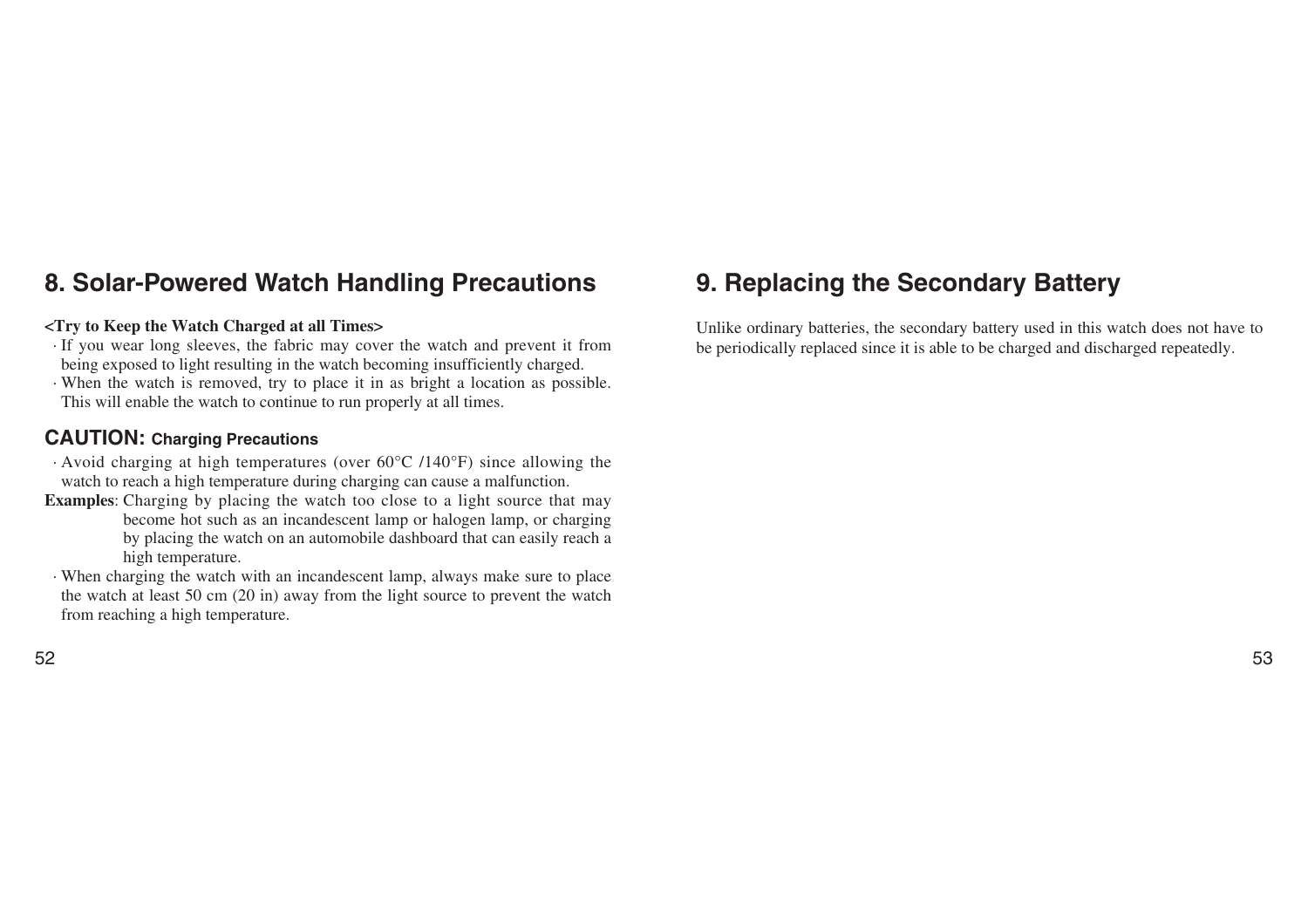## 8. Solar-Powered Watch Handling Precautions

**<Try to Keep the Watch Charged at all Times>**

- If you wear long sleeves, the fabric may cover the watch and prevent it from being exposed to light resulting in the watch becoming insufficiently charged.
- When the watch is removed, try to place it in as bright a location as possible. This will enable the watch to continue to run properly at all times.

### CAUTION: Charging Precautions

- Avoid charging at high temperatures (over 60°C /140°F) since allowing the watch to reach a high temperature during charging can cause a malfunction.

**Examples**: Charging by placing the watch too close to a light source that may become hot such as an incandescent lamp or halogen lamp, or charging by placing the watch on an automobile dashboard that can easily reach a high temperature.

- When charging the watch with an incandescent lamp, always make sure to place the watch at least 50 cm (20 in) away from the light source to prevent the watch from reaching a high temperature.

## 9. Replacing the Secondary Battery

Unlike ordinary batteries, the secondary battery used in this watch does not have to be periodically replaced since it is able to be charged and discharged repeatedly.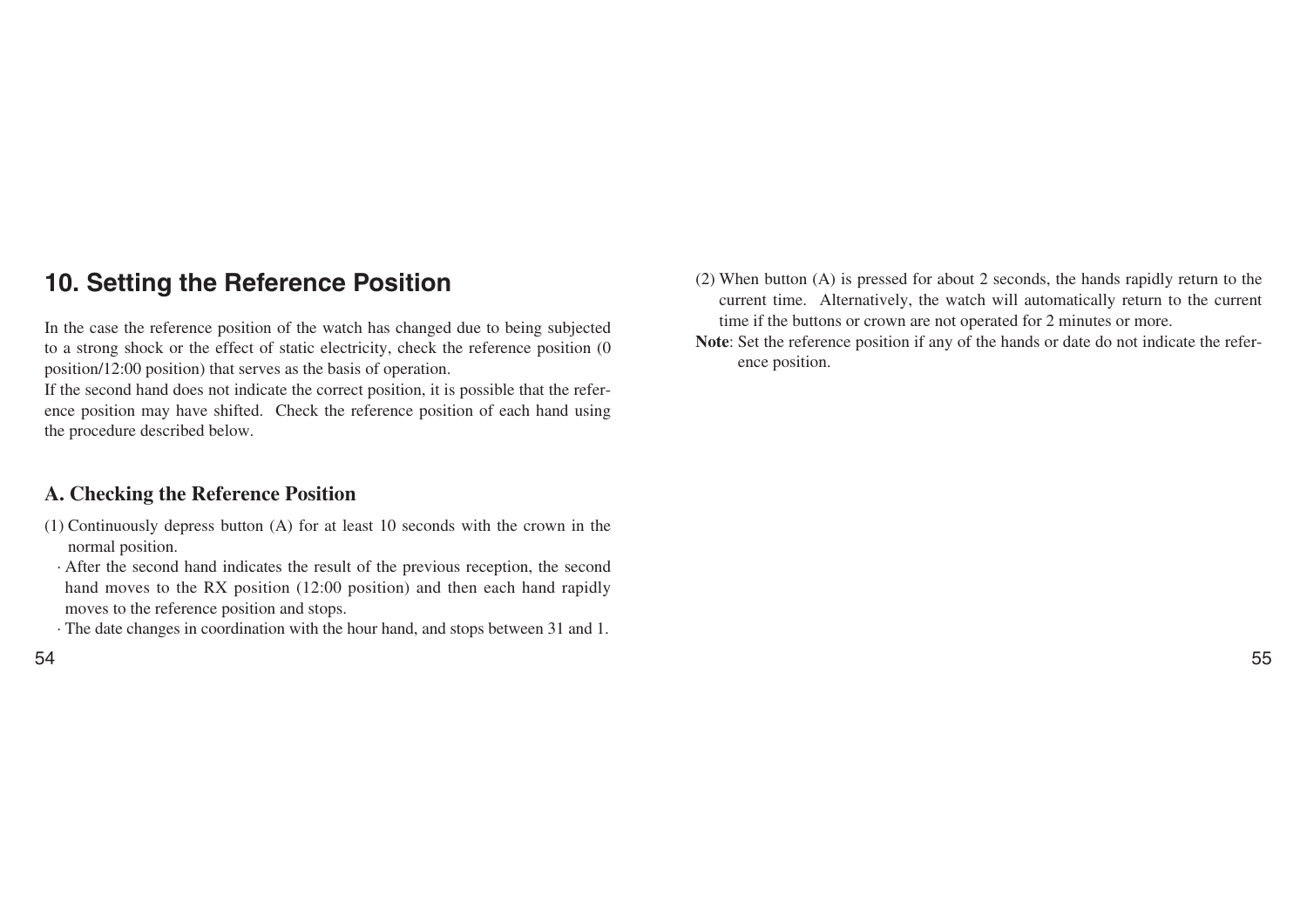# 10. Setting the Reference Position

In the case the reference position of the watch has changed due to being subjected to a strong shock or the effect of static electricity, check the reference position (0 position/12:00 position) that serves as the basis of operation.
If the second hand does not indicate the correct position, it is possible that the reference position may have shifted. Check the reference position of each hand using the procedure described below.

### A. Checking the Reference Position

(1) Continuously depress button (A) for at least 10 seconds with the crown in the normal position.
- After the second hand indicates the result of the previous reception, the second hand moves to the RX position (12:00 position) and then each hand rapidly moves to the reference position and stops.
- The date changes in coordination with the hour hand, and stops between 31 and 1.

(2) When button (A) is pressed for about 2 seconds, the hands rapidly return to the current time. Alternatively, the watch will automatically return to the current time if the buttons or crown are not operated for 2 minutes or more.

**Note**: Set the reference position if any of the hands or date do not indicate the reference position.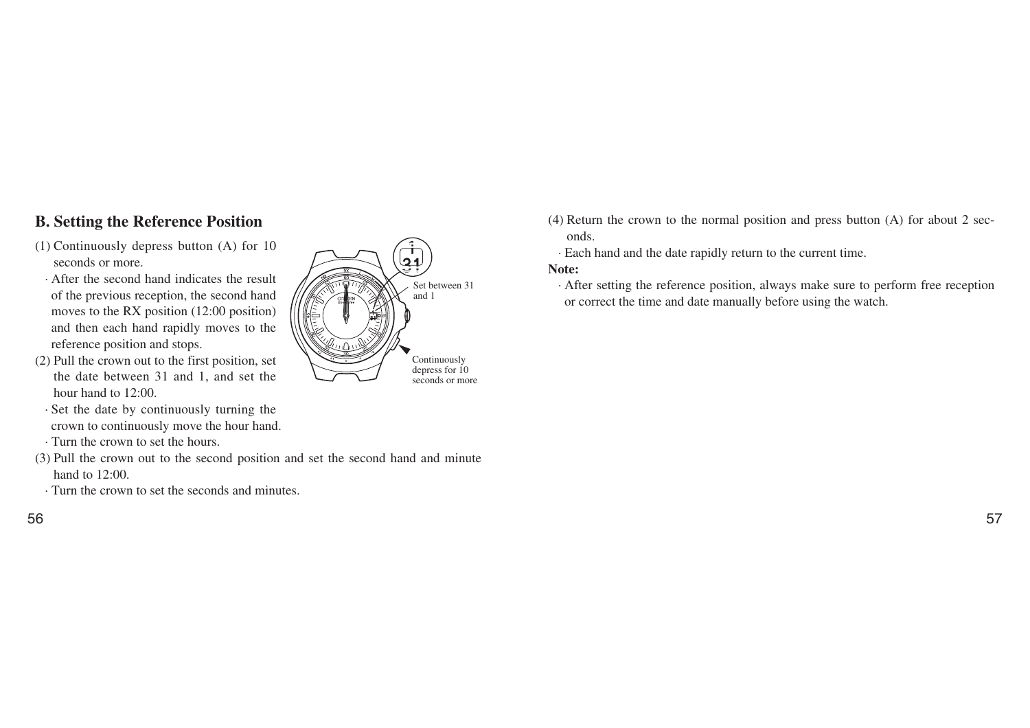## B. Setting the Reference Position

(1) Continuously depress button (A) for 10 seconds or more.
  · After the second hand indicates the result of the previous reception, the second hand moves to the RX position (12:00 position) and then each hand rapidly moves to the reference position and stops.

(2) Pull the crown out to the first position, set the date between 31 and 1, and set the hour hand to 12:00.
  · Set the date by continuously turning the crown to continuously move the hour hand.
  · Turn the crown to set the hours.

(3) Pull the crown out to the second position and set the second hand and minute hand to 12:00.
  · Turn the crown to set the seconds and minutes.

Set between 31 and 1

Continuously depress for 10 seconds or more

(4) Return the crown to the normal position and press button (A) for about 2 seconds.
  · Each hand and the date rapidly return to the current time.

**Note:**
  · After setting the reference position, always make sure to perform free reception or correct the time and date manually before using the watch.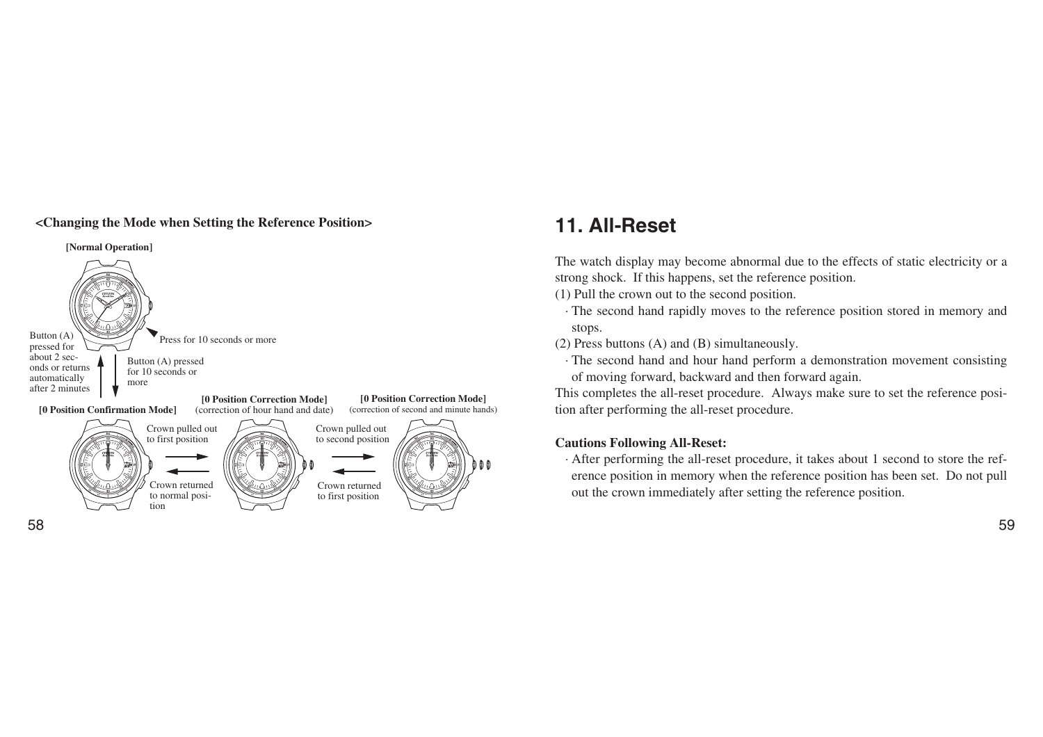**<Changing the Mode when Setting the Reference Position>**

**[Normal Operation]**

Press for 10 seconds or more

Button (A) pressed for about 2 seconds or returns automatically after 2 minutes

Button (A) pressed for 10 seconds or more

**[0 Position Confirmation Mode]**

**[0 Position Correction Mode]** (correction of hour hand and date)

**[0 Position Correction Mode]** (correction of second and minute hands)

Crown pulled out to first position

Crown returned to normal position

Crown pulled out to second position

Crown returned to first position

# 11. All-Reset

The watch display may become abnormal due to the effects of static electricity or a strong shock. If this happens, set the reference position.

(1) Pull the crown out to the second position.

- The second hand rapidly moves to the reference position stored in memory and stops.

(2) Press buttons (A) and (B) simultaneously.

- The second hand and hour hand perform a demonstration movement consisting of moving forward, backward and then forward again.

This completes the all-reset procedure. Always make sure to set the reference position after performing the all-reset procedure.

**Cautions Following All-Reset:**

- After performing the all-reset procedure, it takes about 1 second to store the reference position in memory when the reference position has been set. Do not pull out the crown immediately after setting the reference position.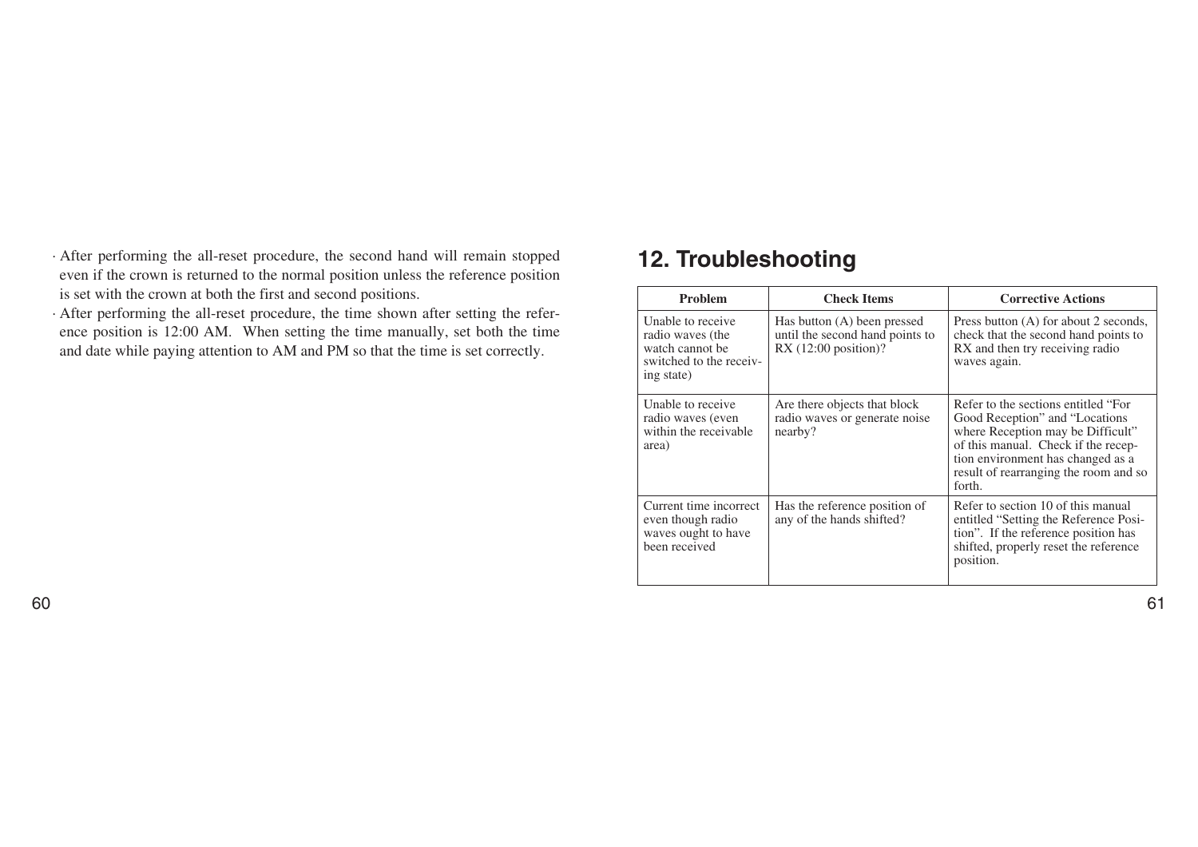- After performing the all-reset procedure, the second hand will remain stopped even if the crown is returned to the normal position unless the reference position is set with the crown at both the first and second positions.
- After performing the all-reset procedure, the time shown after setting the reference position is 12:00 AM. When setting the time manually, set both the time and date while paying attention to AM and PM so that the time is set correctly.

## 12. Troubleshooting

| Problem | Check Items | Corrective Actions |
|---|---|---|
| Unable to receive radio waves (the watch cannot be switched to the receiving state) | Has button (A) been pressed until the second hand points to RX (12:00 position)? | Press button (A) for about 2 seconds, check that the second hand points to RX and then try receiving radio waves again. |
| Unable to receive radio waves (even within the receivable area) | Are there objects that block radio waves or generate noise nearby? | Refer to the sections entitled “For Good Reception” and “Locations where Reception may be Difficult” of this manual. Check if the reception environment has changed as a result of rearranging the room and so forth. |
| Current time incorrect even though radio waves ought to have been received | Has the reference position of any of the hands shifted? | Refer to section 10 of this manual entitled “Setting the Reference Position”. If the reference position has shifted, properly reset the reference position. |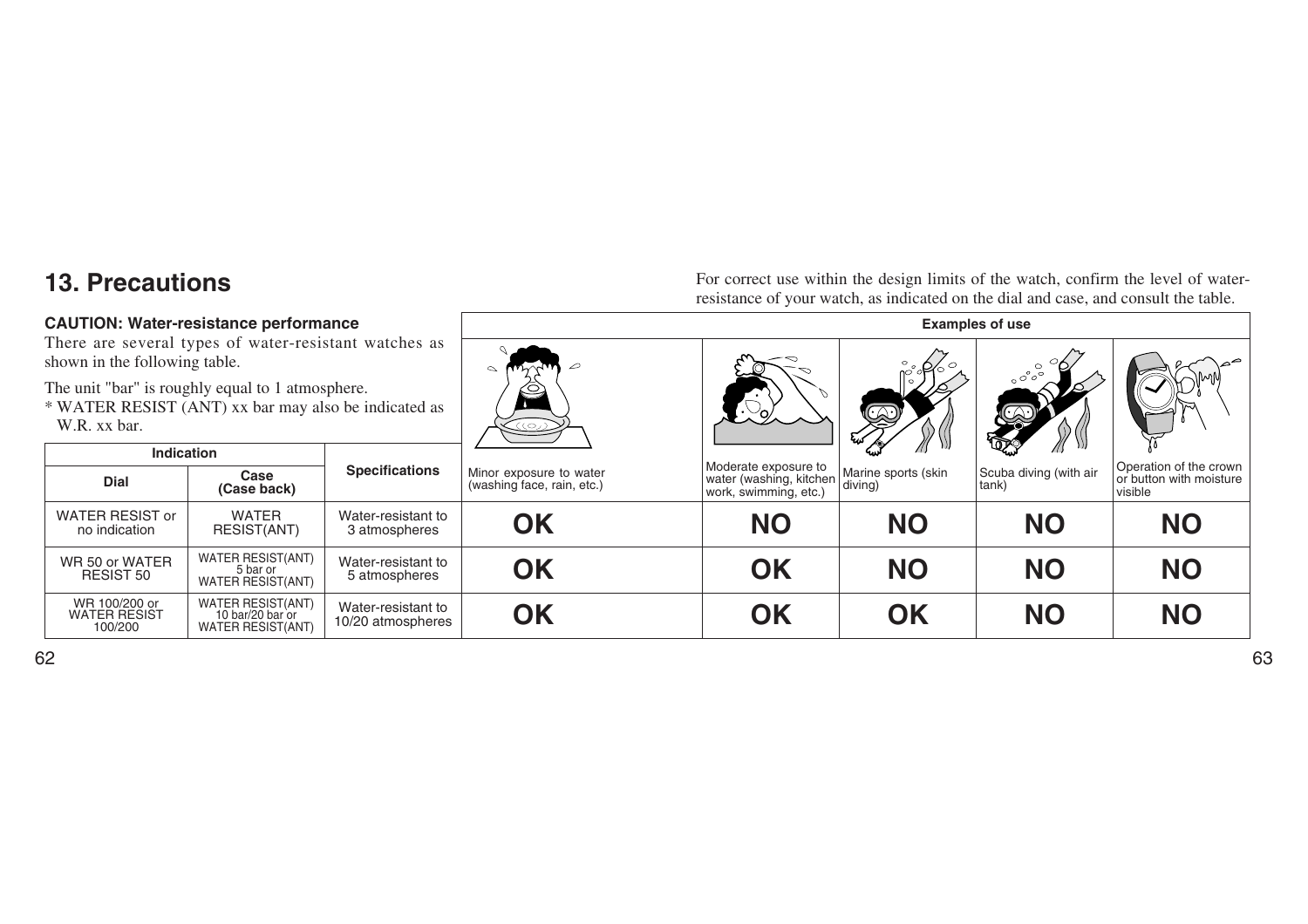## 13. Precautions

**CAUTION: Water-resistance performance**

There are several types of water-resistant watches as shown in the following table.

The unit "bar" is roughly equal to 1 atmosphere.

* WATER RESIST (ANT) xx bar may also be indicated as W.R. xx bar.

For correct use within the design limits of the watch, confirm the level of water-resistance of your watch, as indicated on the dial and case, and consult the table.

| Indication | | Specifications | Examples of use | | | | |
|---|---|---|---|---|---|---|---|
| Dial | Case (Case back) | | Minor exposure to water (washing face, rain, etc.) | Moderate exposure to water (washing, kitchen work, swimming, etc.) | Marine sports (skin diving) | Scuba diving (with air tank) | Operation of the crown or button with moisture visible |
| WATER RESIST or no indication | WATER RESIST(ANT) | Water-resistant to 3 atmospheres | OK | NO | NO | NO | NO |
| WR 50 or WATER RESIST 50 | WATER RESIST(ANT) 5 bar or WATER RESIST(ANT) | Water-resistant to 5 atmospheres | OK | OK | NO | NO | NO |
| WR 100/200 or WATER RESIST 100/200 | WATER RESIST(ANT) 10 bar/20 bar or WATER RESIST(ANT) | Water-resistant to 10/20 atmospheres | OK | OK | OK | NO | NO |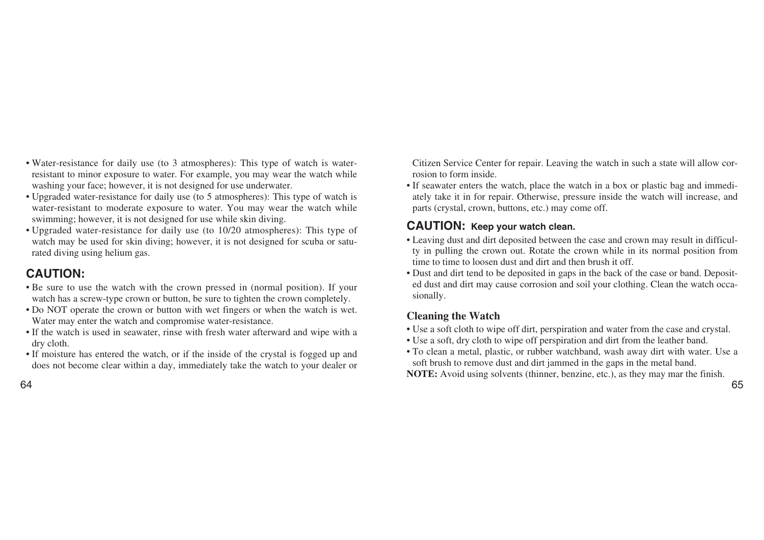- Water-resistance for daily use (to 3 atmospheres): This type of watch is water-resistant to minor exposure to water. For example, you may wear the watch while washing your face; however, it is not designed for use underwater.
- Upgraded water-resistance for daily use (to 5 atmospheres): This type of watch is water-resistant to moderate exposure to water. You may wear the watch while swimming; however, it is not designed for use while skin diving.
- Upgraded water-resistance for daily use (to 10/20 atmospheres): This type of watch may be used for skin diving; however, it is not designed for scuba or saturated diving using helium gas.

## CAUTION:

- Be sure to use the watch with the crown pressed in (normal position). If your watch has a screw-type crown or button, be sure to tighten the crown completely.
- Do NOT operate the crown or button with wet fingers or when the watch is wet. Water may enter the watch and compromise water-resistance.
- If the watch is used in seawater, rinse with fresh water afterward and wipe with a dry cloth.
- If moisture has entered the watch, or if the inside of the crystal is fogged up and does not become clear within a day, immediately take the watch to your dealer or Citizen Service Center for repair. Leaving the watch in such a state will allow corrosion to form inside.
- If seawater enters the watch, place the watch in a box or plastic bag and immediately take it in for repair. Otherwise, pressure inside the watch will increase, and parts (crystal, crown, buttons, etc.) may come off.

## CAUTION: Keep your watch clean.

- Leaving dust and dirt deposited between the case and crown may result in difficulty in pulling the crown out. Rotate the crown while in its normal position from time to time to loosen dust and dirt and then brush it off.
- Dust and dirt tend to be deposited in gaps in the back of the case or band. Deposited dust and dirt may cause corrosion and soil your clothing. Clean the watch occasionally.

### Cleaning the Watch

- Use a soft cloth to wipe off dirt, perspiration and water from the case and crystal.
- Use a soft, dry cloth to wipe off perspiration and dirt from the leather band.
- To clean a metal, plastic, or rubber watchband, wash away dirt with water. Use a soft brush to remove dust and dirt jammed in the gaps in the metal band.

**NOTE:** Avoid using solvents (thinner, benzine, etc.), as they may mar the finish.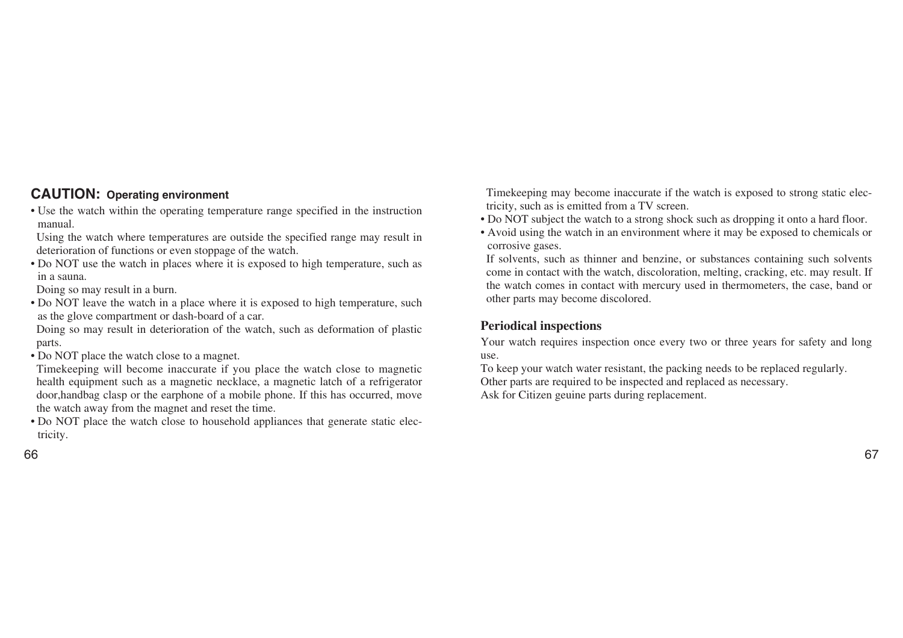## CAUTION: Operating environment

- Use the watch within the operating temperature range specified in the instruction manual.
  Using the watch where temperatures are outside the specified range may result in deterioration of functions or even stoppage of the watch.
- Do NOT use the watch in places where it is exposed to high temperature, such as in a sauna.
  Doing so may result in a burn.
- Do NOT leave the watch in a place where it is exposed to high temperature, such as the glove compartment or dash-board of a car.
  Doing so may result in deterioration of the watch, such as deformation of plastic parts.
- Do NOT place the watch close to a magnet.
  Timekeeping will become inaccurate if you place the watch close to magnetic health equipment such as a magnetic necklace, a magnetic latch of a refrigerator door,handbag clasp or the earphone of a mobile phone. If this has occurred, move the watch away from the magnet and reset the time.
- Do NOT place the watch close to household appliances that generate static electricity.
  Timekeeping may become inaccurate if the watch is exposed to strong static electricity, such as is emitted from a TV screen.
- Do NOT subject the watch to a strong shock such as dropping it onto a hard floor.
- Avoid using the watch in an environment where it may be exposed to chemicals or corrosive gases.
  If solvents, such as thinner and benzine, or substances containing such solvents come in contact with the watch, discoloration, melting, cracking, etc. may result. If the watch comes in contact with mercury used in thermometers, the case, band or other parts may become discolored.

### Periodical inspections

Your watch requires inspection once every two or three years for safety and long use.
To keep your watch water resistant, the packing needs to be replaced regularly.
Other parts are required to be inspected and replaced as necessary.
Ask for Citizen geuine parts during replacement.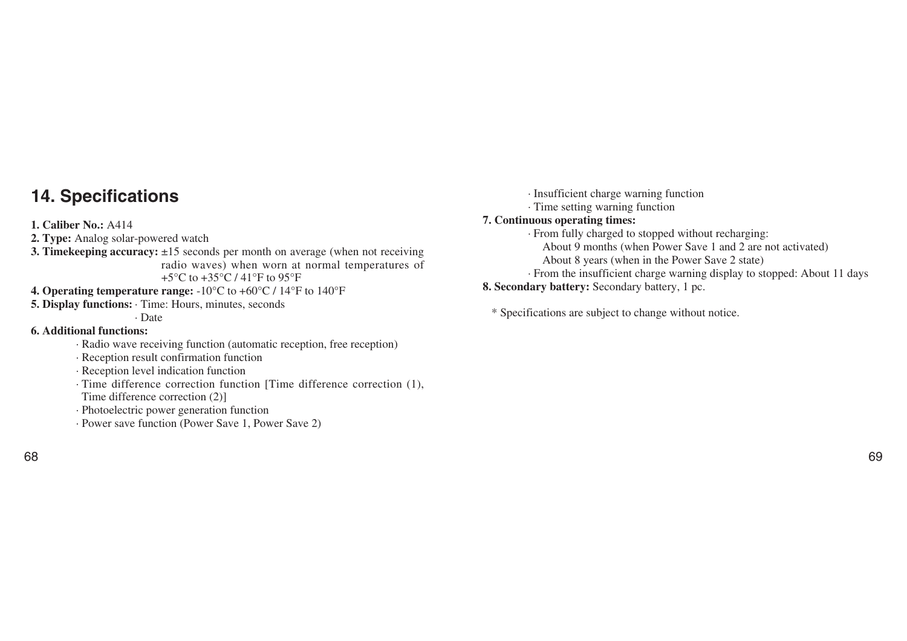## 14. Specifications

**1. Caliber No.:** A414

**2. Type:** Analog solar-powered watch

**3. Timekeeping accuracy:** ±15 seconds per month on average (when not receiving radio waves) when worn at normal temperatures of +5°C to +35°C / 41°F to 95°F

**4. Operating temperature range:** -10°C to +60°C / 14°F to 140°F

**5. Display functions:** · Time: Hours, minutes, seconds
· Date

**6. Additional functions:**

- · Radio wave receiving function (automatic reception, free reception)
- · Reception result confirmation function
- · Reception level indication function
- · Time difference correction function [Time difference correction (1), Time difference correction (2)]
- · Photoelectric power generation function
- · Power save function (Power Save 1, Power Save 2)
- · Insufficient charge warning function
- · Time setting warning function

**7. Continuous operating times:**

- · From fully charged to stopped without recharging:
  About 9 months (when Power Save 1 and 2 are not activated)
  About 8 years (when in the Power Save 2 state)
- · From the insufficient charge warning display to stopped: About 11 days

**8. Secondary battery:** Secondary battery, 1 pc.

\* Specifications are subject to change without notice.